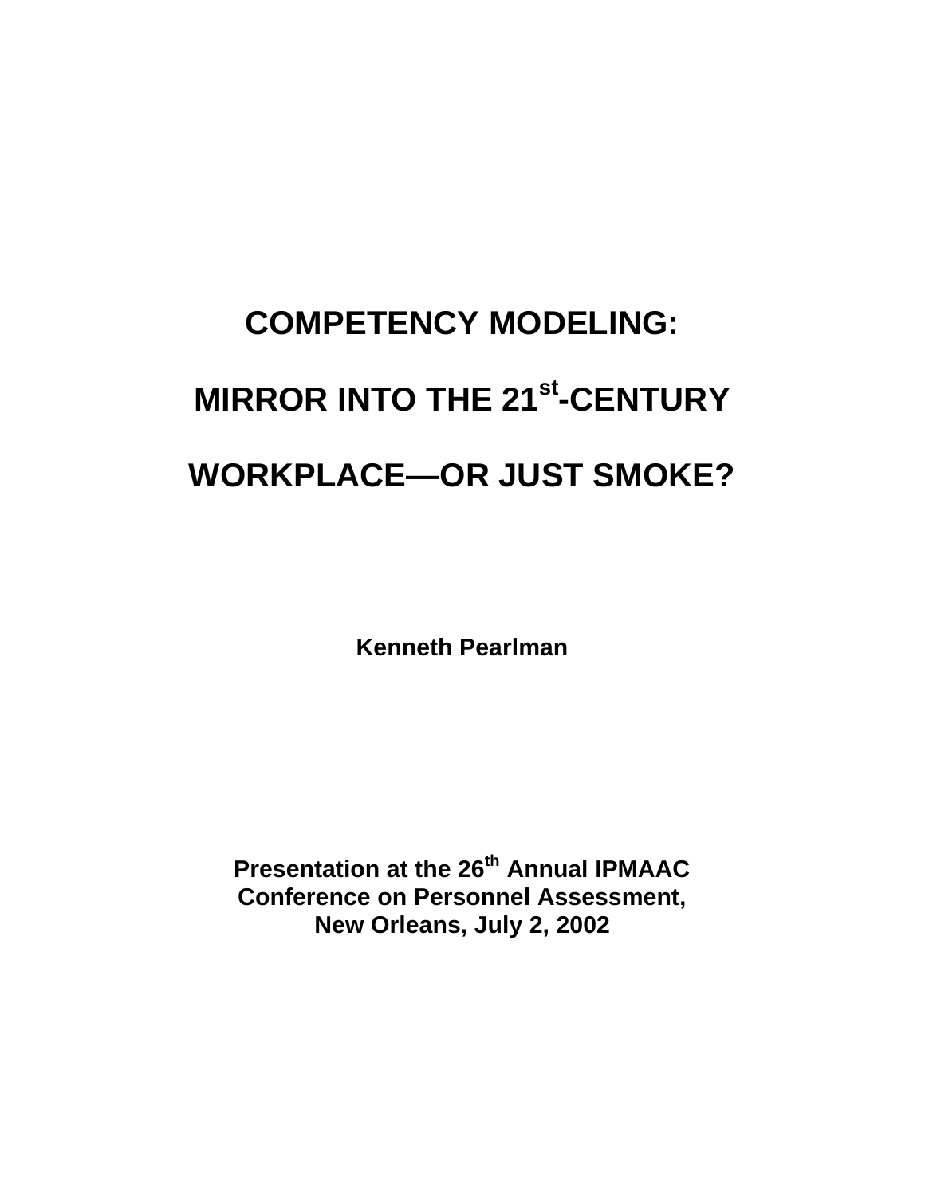# COMPETENCY MODELING: MIRROR INTO THE 21st-CENTURY WORKPLACE—OR JUST SMOKE?

**Kenneth Pearlman**

**Presentation at the 26th Annual IPMAAC Conference on Personnel Assessment, New Orleans, July 2, 2002**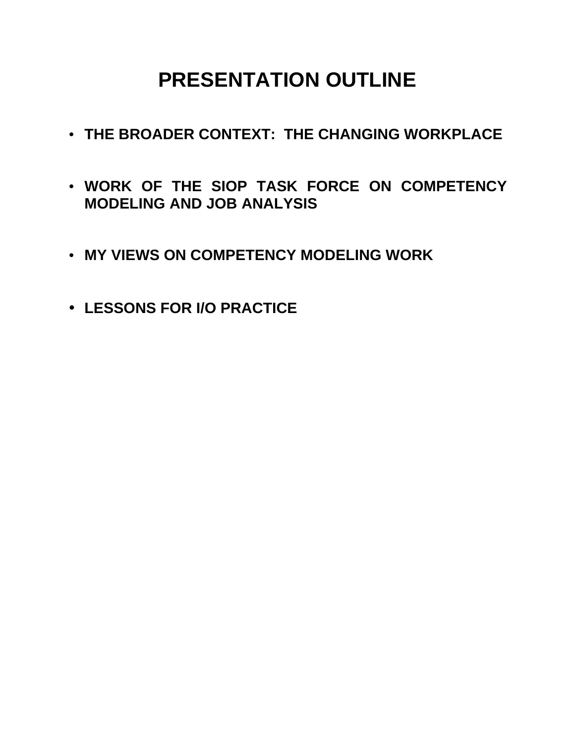# PRESENTATION OUTLINE

- **THE BROADER CONTEXT: THE CHANGING WORKPLACE**
- **WORK OF THE SIOP TASK FORCE ON COMPETENCY MODELING AND JOB ANALYSIS**
- **MY VIEWS ON COMPETENCY MODELING WORK**
- **LESSONS FOR I/O PRACTICE**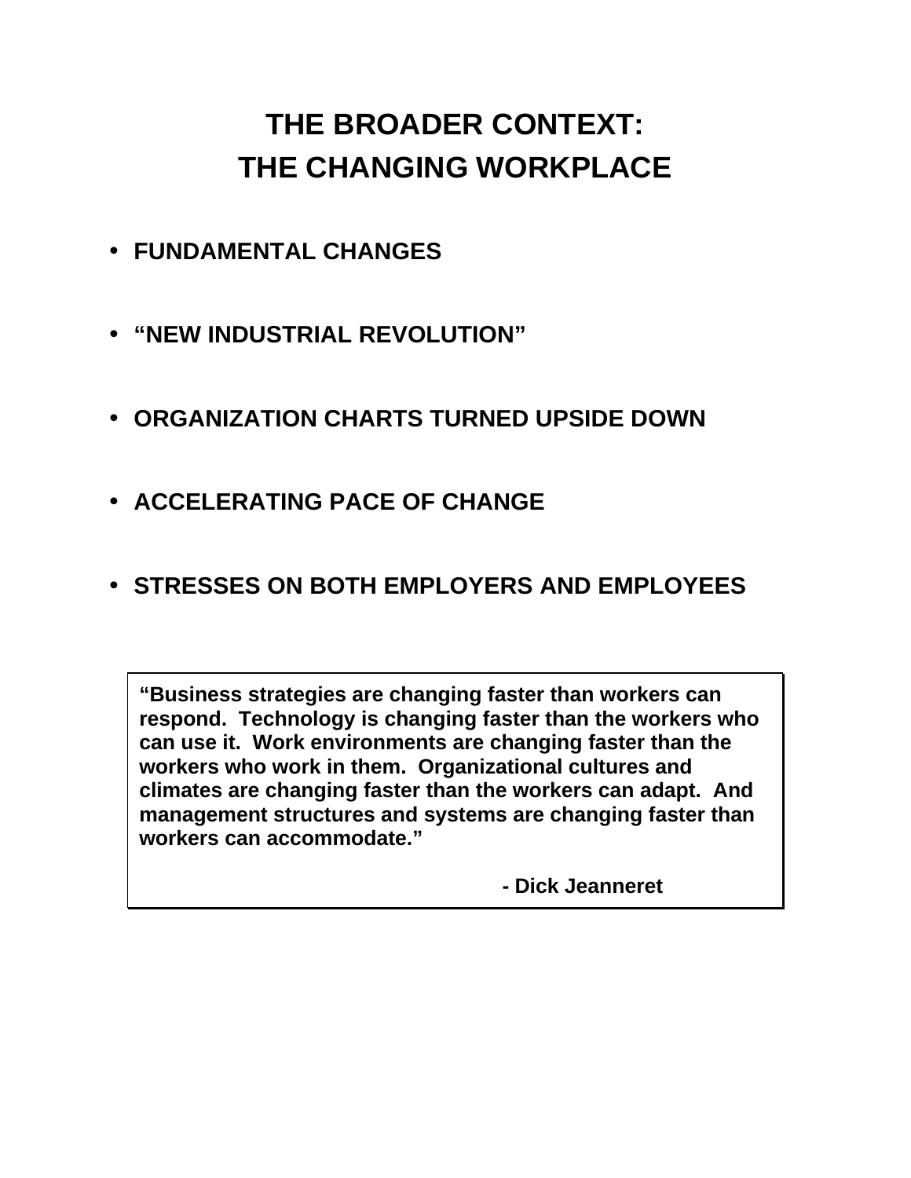# THE BROADER CONTEXT:
# THE CHANGING WORKPLACE

- **FUNDAMENTAL CHANGES**
- **"NEW INDUSTRIAL REVOLUTION"**
- **ORGANIZATION CHARTS TURNED UPSIDE DOWN**
- **ACCELERATING PACE OF CHANGE**
- **STRESSES ON BOTH EMPLOYERS AND EMPLOYEES**

> **"Business strategies are changing faster than workers can respond. Technology is changing faster than the workers who can use it. Work environments are changing faster than the workers who work in them. Organizational cultures and climates are changing faster than the workers can adapt. And management structures and systems are changing faster than workers can accommodate."**
>
> **- Dick Jeanneret**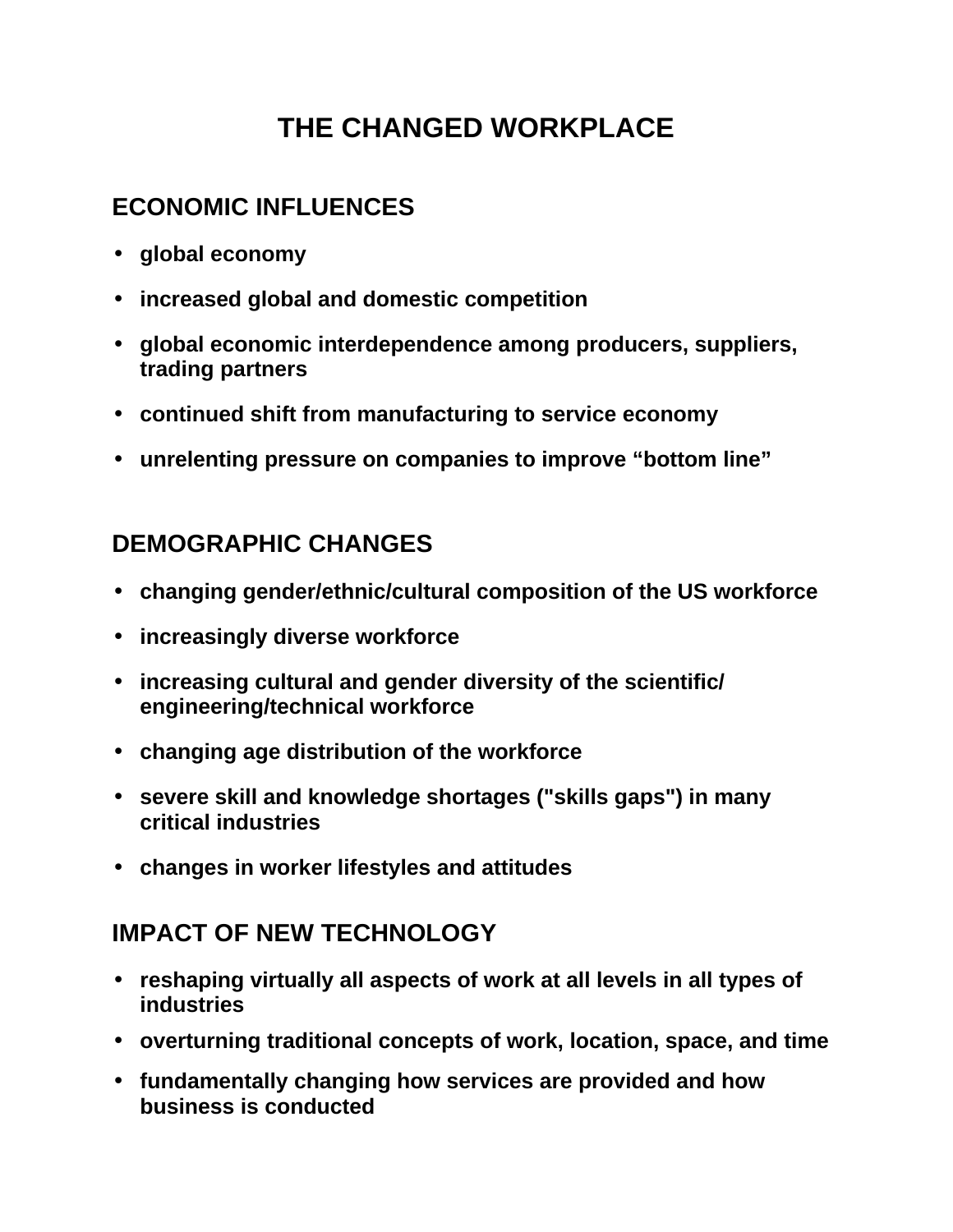# THE CHANGED WORKPLACE

## ECONOMIC INFLUENCES

- **global economy**
- **increased global and domestic competition**
- **global economic interdependence among producers, suppliers, trading partners**
- **continued shift from manufacturing to service economy**
- **unrelenting pressure on companies to improve "bottom line"**

## DEMOGRAPHIC CHANGES

- **changing gender/ethnic/cultural composition of the US workforce**
- **increasingly diverse workforce**
- **increasing cultural and gender diversity of the scientific/ engineering/technical workforce**
- **changing age distribution of the workforce**
- **severe skill and knowledge shortages ("skills gaps") in many critical industries**
- **changes in worker lifestyles and attitudes**

## IMPACT OF NEW TECHNOLOGY

- **reshaping virtually all aspects of work at all levels in all types of industries**
- **overturning traditional concepts of work, location, space, and time**
- **fundamentally changing how services are provided and how business is conducted**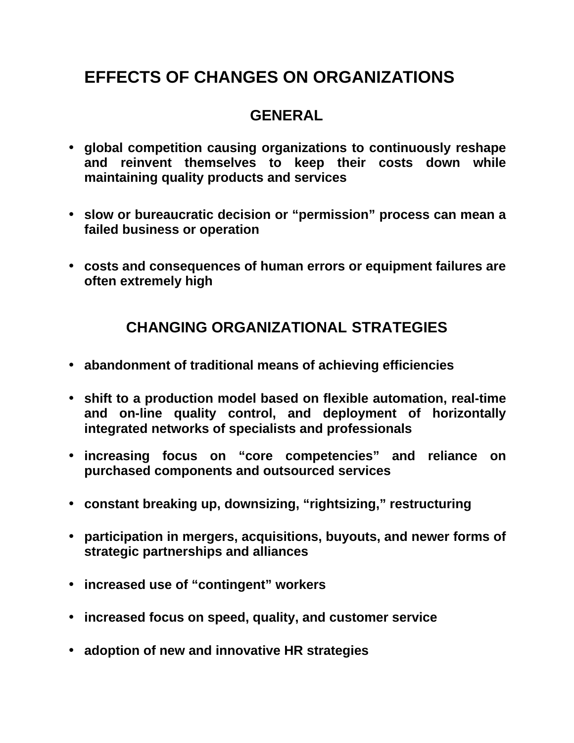# EFFECTS OF CHANGES ON ORGANIZATIONS

## GENERAL

- **global competition causing organizations to continuously reshape and reinvent themselves to keep their costs down while maintaining quality products and services**

- **slow or bureaucratic decision or “permission” process can mean a failed business or operation**

- **costs and consequences of human errors or equipment failures are often extremely high**

## CHANGING ORGANIZATIONAL STRATEGIES

- **abandonment of traditional means of achieving efficiencies**

- **shift to a production model based on flexible automation, real-time and on-line quality control, and deployment of horizontally integrated networks of specialists and professionals**

- **increasing focus on “core competencies” and reliance on purchased components and outsourced services**

- **constant breaking up, downsizing, “rightsizing,” restructuring**

- **participation in mergers, acquisitions, buyouts, and newer forms of strategic partnerships and alliances**

- **increased use of “contingent” workers**

- **increased focus on speed, quality, and customer service**

- **adoption of new and innovative HR strategies**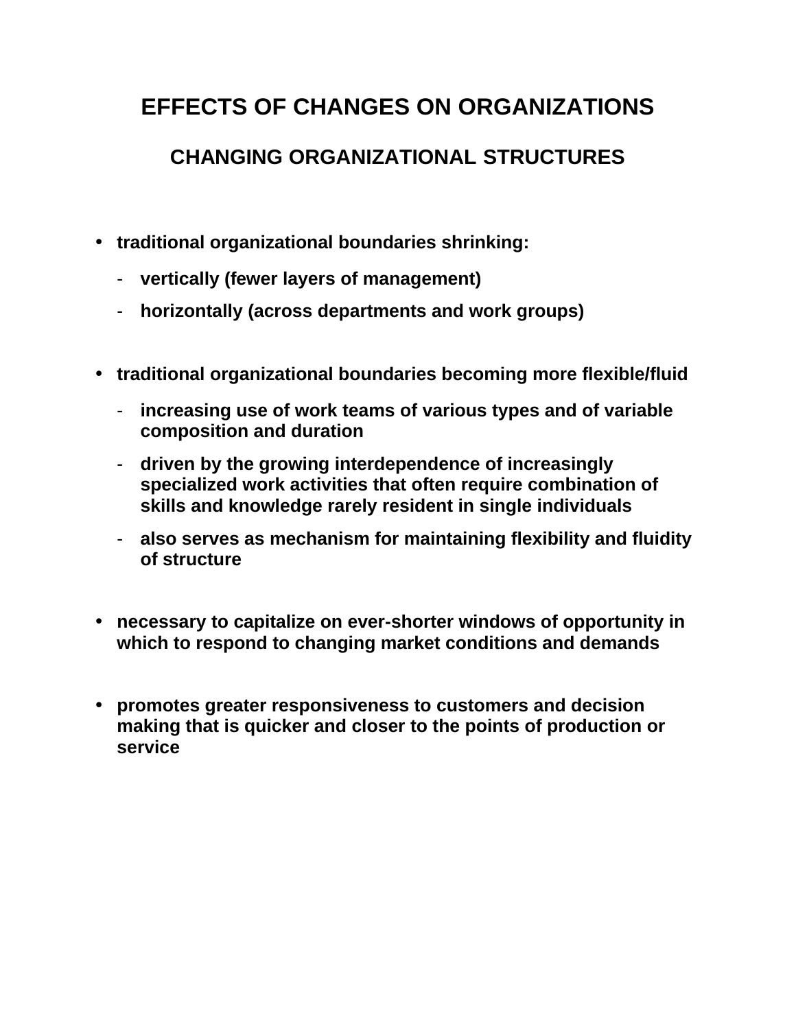# EFFECTS OF CHANGES ON ORGANIZATIONS

## CHANGING ORGANIZATIONAL STRUCTURES

- **traditional organizational boundaries shrinking:**
  - **vertically (fewer layers of management)**
  - **horizontally (across departments and work groups)**

- **traditional organizational boundaries becoming more flexible/fluid**
  - **increasing use of work teams of various types and of variable composition and duration**
  - **driven by the growing interdependence of increasingly specialized work activities that often require combination of skills and knowledge rarely resident in single individuals**
  - **also serves as mechanism for maintaining flexibility and fluidity of structure**

- **necessary to capitalize on ever-shorter windows of opportunity in which to respond to changing market conditions and demands**

- **promotes greater responsiveness to customers and decision making that is quicker and closer to the points of production or service**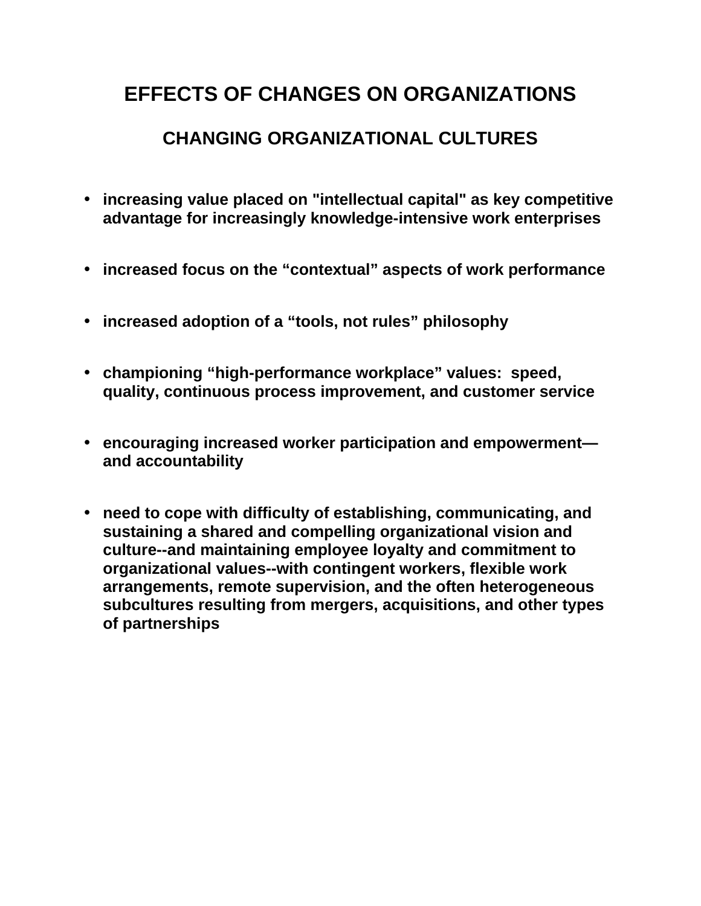# EFFECTS OF CHANGES ON ORGANIZATIONS

## CHANGING ORGANIZATIONAL CULTURES

- **increasing value placed on "intellectual capital" as key competitive advantage for increasingly knowledge-intensive work enterprises**
- **increased focus on the "contextual" aspects of work performance**
- **increased adoption of a "tools, not rules" philosophy**
- **championing "high-performance workplace" values: speed, quality, continuous process improvement, and customer service**
- **encouraging increased worker participation and empowerment—and accountability**
- **need to cope with difficulty of establishing, communicating, and sustaining a shared and compelling organizational vision and culture--and maintaining employee loyalty and commitment to organizational values--with contingent workers, flexible work arrangements, remote supervision, and the often heterogeneous subcultures resulting from mergers, acquisitions, and other types of partnerships**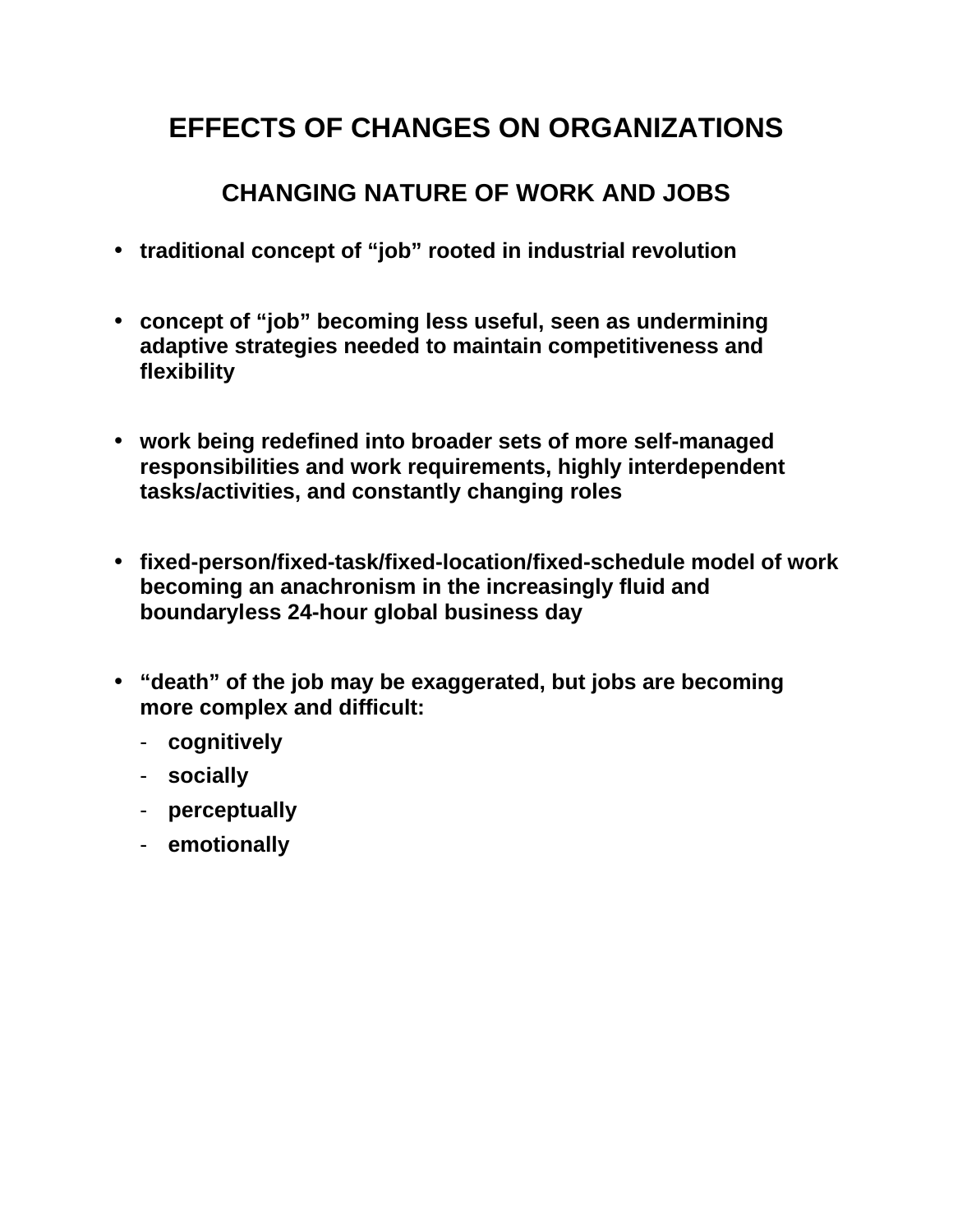# EFFECTS OF CHANGES ON ORGANIZATIONS

## CHANGING NATURE OF WORK AND JOBS

- **traditional concept of "job" rooted in industrial revolution**
- **concept of "job" becoming less useful, seen as undermining adaptive strategies needed to maintain competitiveness and flexibility**
- **work being redefined into broader sets of more self-managed responsibilities and work requirements, highly interdependent tasks/activities, and constantly changing roles**
- **fixed-person/fixed-task/fixed-location/fixed-schedule model of work becoming an anachronism in the increasingly fluid and boundaryless 24-hour global business day**
- **"death" of the job may be exaggerated, but jobs are becoming more complex and difficult:**
  - **cognitively**
  - **socially**
  - **perceptually**
  - **emotionally**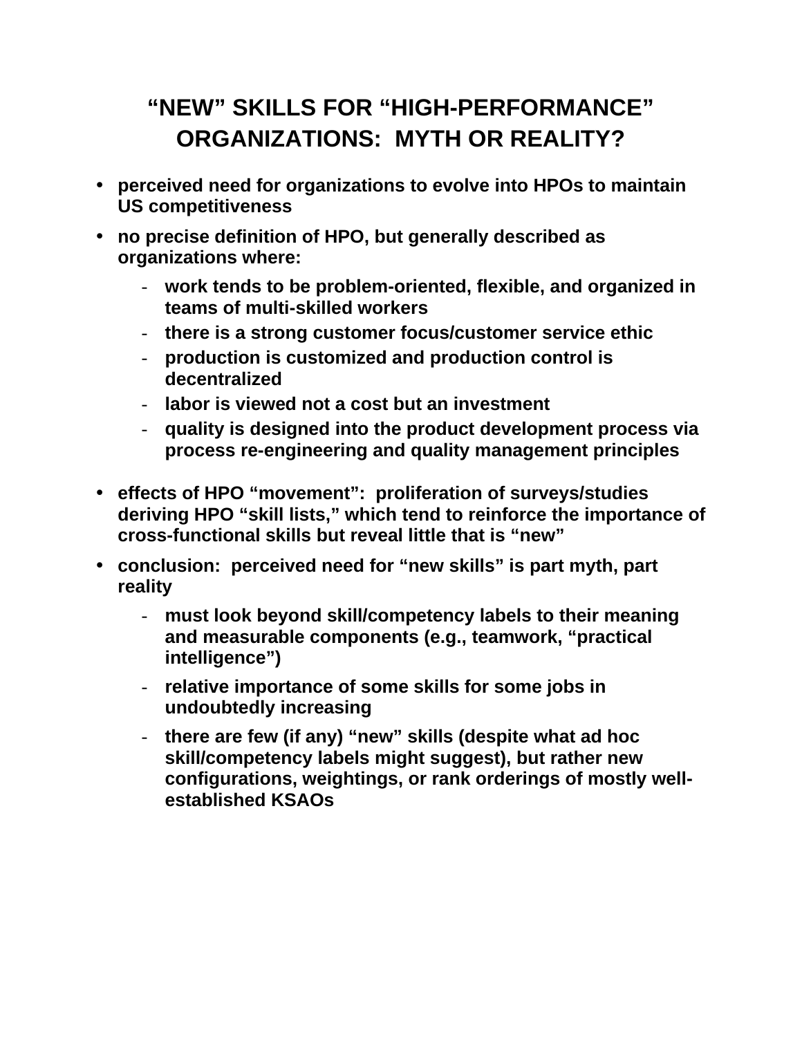# "NEW" SKILLS FOR "HIGH-PERFORMANCE" ORGANIZATIONS: MYTH OR REALITY?

- **perceived need for organizations to evolve into HPOs to maintain US competitiveness**
- **no precise definition of HPO, but generally described as organizations where:**
  - **work tends to be problem-oriented, flexible, and organized in teams of multi-skilled workers**
  - **there is a strong customer focus/customer service ethic**
  - **production is customized and production control is decentralized**
  - **labor is viewed not a cost but an investment**
  - **quality is designed into the product development process via process re-engineering and quality management principles**
- **effects of HPO "movement": proliferation of surveys/studies deriving HPO "skill lists," which tend to reinforce the importance of cross-functional skills but reveal little that is "new"**
- **conclusion: perceived need for "new skills" is part myth, part reality**
  - **must look beyond skill/competency labels to their meaning and measurable components (e.g., teamwork, "practical intelligence")**
  - **relative importance of some skills for some jobs in undoubtedly increasing**
  - **there are few (if any) "new" skills (despite what ad hoc skill/competency labels might suggest), but rather new configurations, weightings, or rank orderings of mostly well-established KSAOs**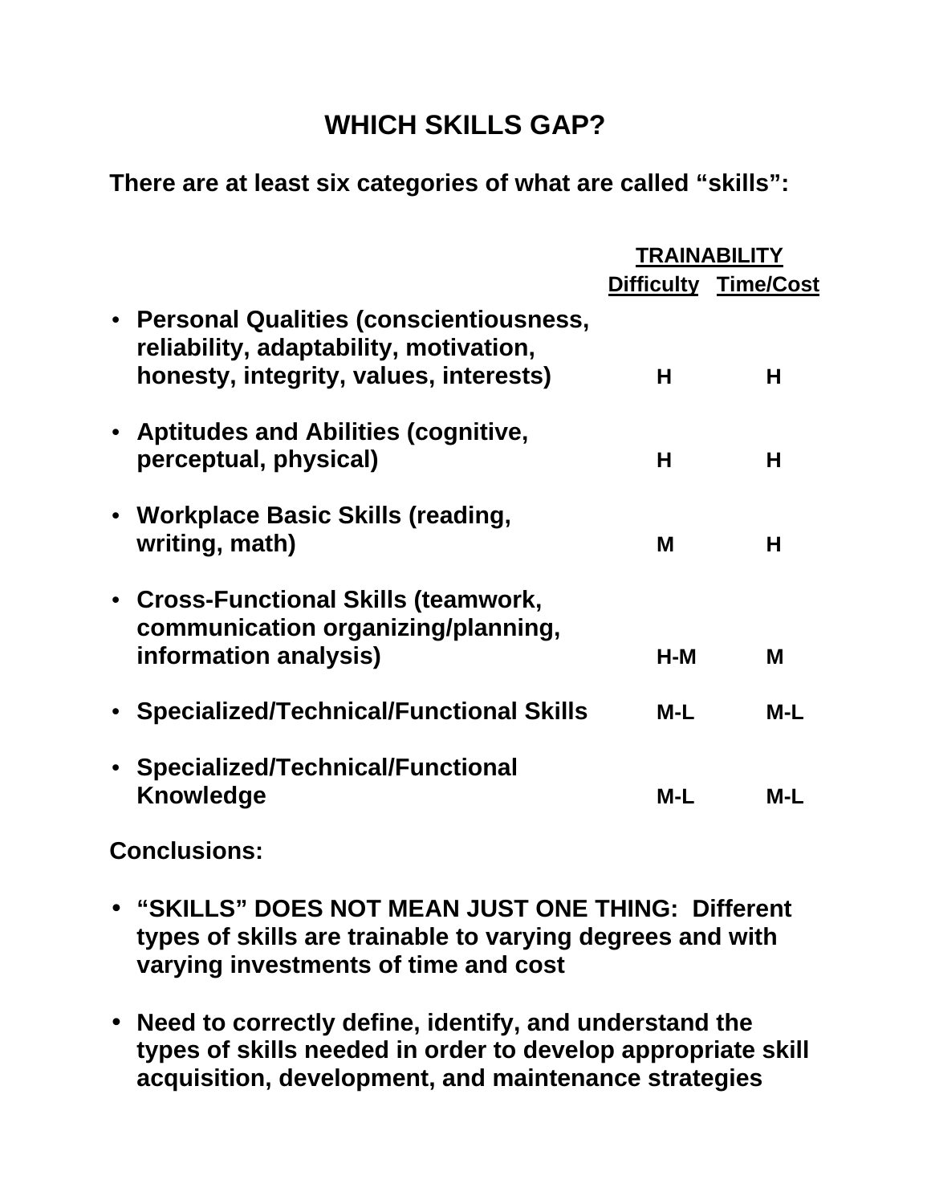# WHICH SKILLS GAP?

**There are at least six categories of what are called "skills":**

| | TRAINABILITY | |
|---|---|---|
| | **Difficulty** | **Time/Cost** |
| • **Personal Qualities (conscientiousness, reliability, adaptability, motivation, honesty, integrity, values, interests)** | **H** | **H** |
| • **Aptitudes and Abilities (cognitive, perceptual, physical)** | **H** | **H** |
| • **Workplace Basic Skills (reading, writing, math)** | **M** | **H** |
| • **Cross-Functional Skills (teamwork, communication organizing/planning, information analysis)** | **H-M** | **M** |
| • **Specialized/Technical/Functional Skills** | **M-L** | **M-L** |
| • **Specialized/Technical/Functional Knowledge** | **M-L** | **M-L** |

**Conclusions:**

- **"SKILLS" DOES NOT MEAN JUST ONE THING: Different types of skills are trainable to varying degrees and with varying investments of time and cost**
- **Need to correctly define, identify, and understand the types of skills needed in order to develop appropriate skill acquisition, development, and maintenance strategies**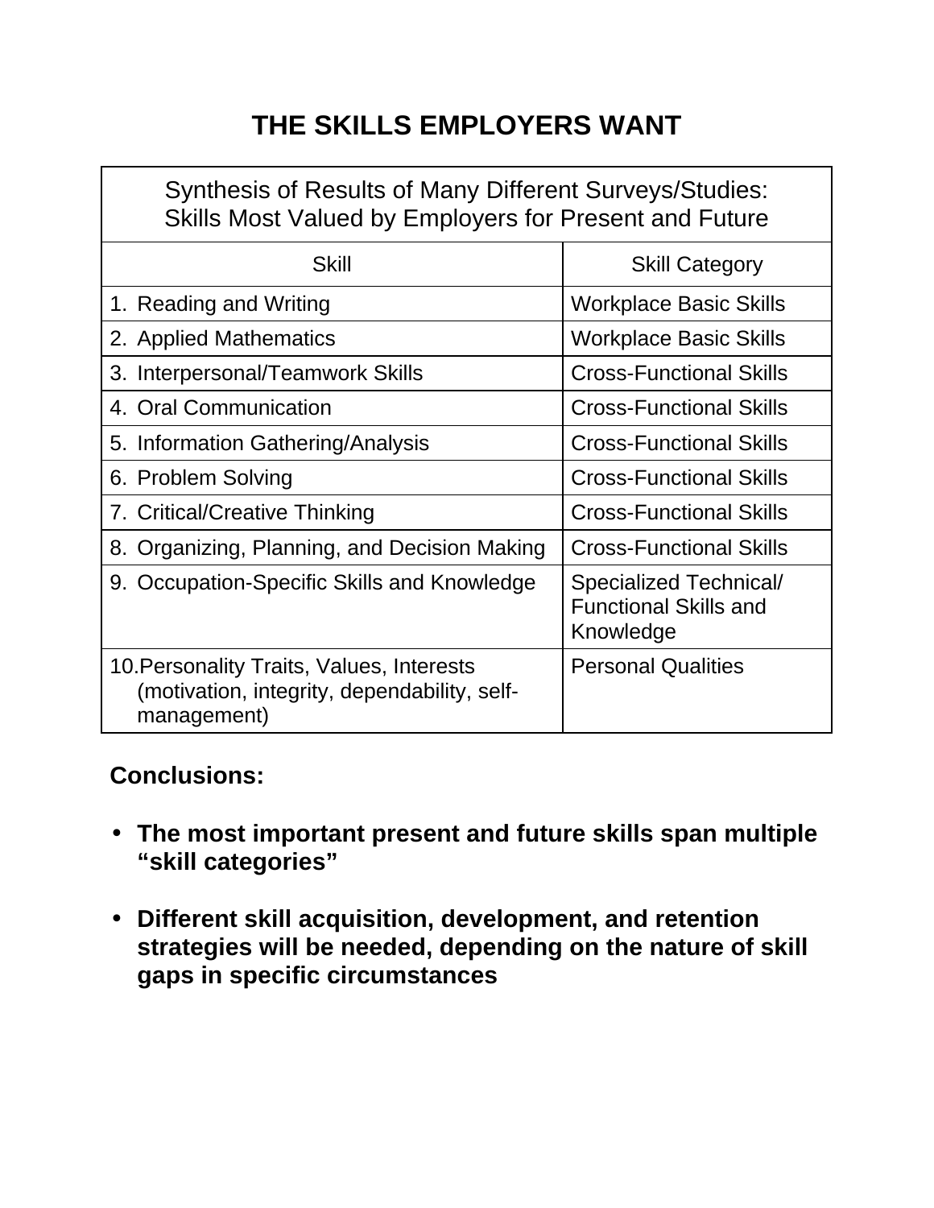# THE SKILLS EMPLOYERS WANT

| Synthesis of Results of Many Different Surveys/Studies: Skills Most Valued by Employers for Present and Future | |
|---|---|
| Skill | Skill Category |
| 1. Reading and Writing | Workplace Basic Skills |
| 2. Applied Mathematics | Workplace Basic Skills |
| 3. Interpersonal/Teamwork Skills | Cross-Functional Skills |
| 4. Oral Communication | Cross-Functional Skills |
| 5. Information Gathering/Analysis | Cross-Functional Skills |
| 6. Problem Solving | Cross-Functional Skills |
| 7. Critical/Creative Thinking | Cross-Functional Skills |
| 8. Organizing, Planning, and Decision Making | Cross-Functional Skills |
| 9. Occupation-Specific Skills and Knowledge | Specialized Technical/ Functional Skills and Knowledge |
| 10. Personality Traits, Values, Interests (motivation, integrity, dependability, self-management) | Personal Qualities |

**Conclusions:**

- **The most important present and future skills span multiple "skill categories"**
- **Different skill acquisition, development, and retention strategies will be needed, depending on the nature of skill gaps in specific circumstances**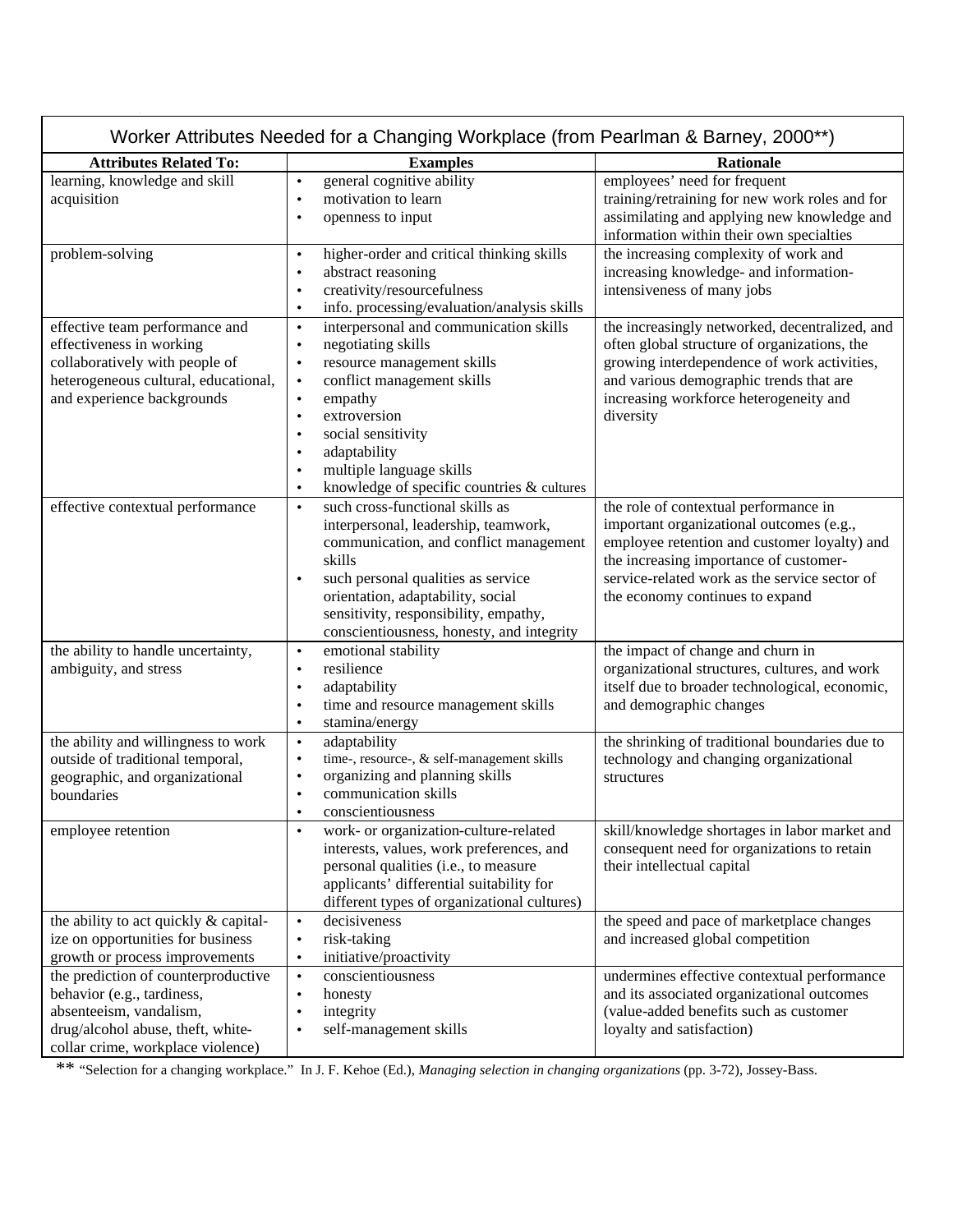| Worker Attributes Needed for a Changing Workplace (from Pearlman & Barney, 2000**) | | |
|---|---|---|
| **Attributes Related To:** | **Examples** | **Rationale** |
| learning, knowledge and skill acquisition | • general cognitive ability<br>• motivation to learn<br>• openness to input | employees' need for frequent training/retraining for new work roles and for assimilating and applying new knowledge and information within their own specialties |
| problem-solving | • higher-order and critical thinking skills<br>• abstract reasoning<br>• creativity/resourcefulness<br>• info. processing/evaluation/analysis skills | the increasing complexity of work and increasing knowledge- and information-intensiveness of many jobs |
| effective team performance and effectiveness in working collaboratively with people of heterogeneous cultural, educational, and experience backgrounds | • interpersonal and communication skills<br>• negotiating skills<br>• resource management skills<br>• conflict management skills<br>• empathy<br>• extroversion<br>• social sensitivity<br>• adaptability<br>• multiple language skills<br>• knowledge of specific countries & cultures | the increasingly networked, decentralized, and often global structure of organizations, the growing interdependence of work activities, and various demographic trends that are increasing workforce heterogeneity and diversity |
| effective contextual performance | • such cross-functional skills as interpersonal, leadership, teamwork, communication, and conflict management skills<br>• such personal qualities as service orientation, adaptability, social sensitivity, responsibility, empathy, conscientiousness, honesty, and integrity | the role of contextual performance in important organizational outcomes (e.g., employee retention and customer loyalty) and the increasing importance of customer-service-related work as the service sector of the economy continues to expand |
| the ability to handle uncertainty, ambiguity, and stress | • emotional stability<br>• resilience<br>• adaptability<br>• time and resource management skills<br>• stamina/energy | the impact of change and churn in organizational structures, cultures, and work itself due to broader technological, economic, and demographic changes |
| the ability and willingness to work outside of traditional temporal, geographic, and organizational boundaries | • adaptability<br>• time-, resource-, & self-management skills<br>• organizing and planning skills<br>• communication skills<br>• conscientiousness | the shrinking of traditional boundaries due to technology and changing organizational structures |
| employee retention | • work- or organization-culture-related interests, values, work preferences, and personal qualities (i.e., to measure applicants' differential suitability for different types of organizational cultures) | skill/knowledge shortages in labor market and consequent need for organizations to retain their intellectual capital |
| the ability to act quickly & capital-ize on opportunities for business growth or process improvements | • decisiveness<br>• risk-taking<br>• initiative/proactivity | the speed and pace of marketplace changes and increased global competition |
| the prediction of counterproductive behavior (e.g., tardiness, absenteeism, vandalism, drug/alcohol abuse, theft, white-collar crime, workplace violence) | • conscientiousness<br>• honesty<br>• integrity<br>• self-management skills | undermines effective contextual performance and its associated organizational outcomes (value-added benefits such as customer loyalty and satisfaction) |

** "Selection for a changing workplace." In J. F. Kehoe (Ed.), *Managing selection in changing organizations* (pp. 3-72), Jossey-Bass.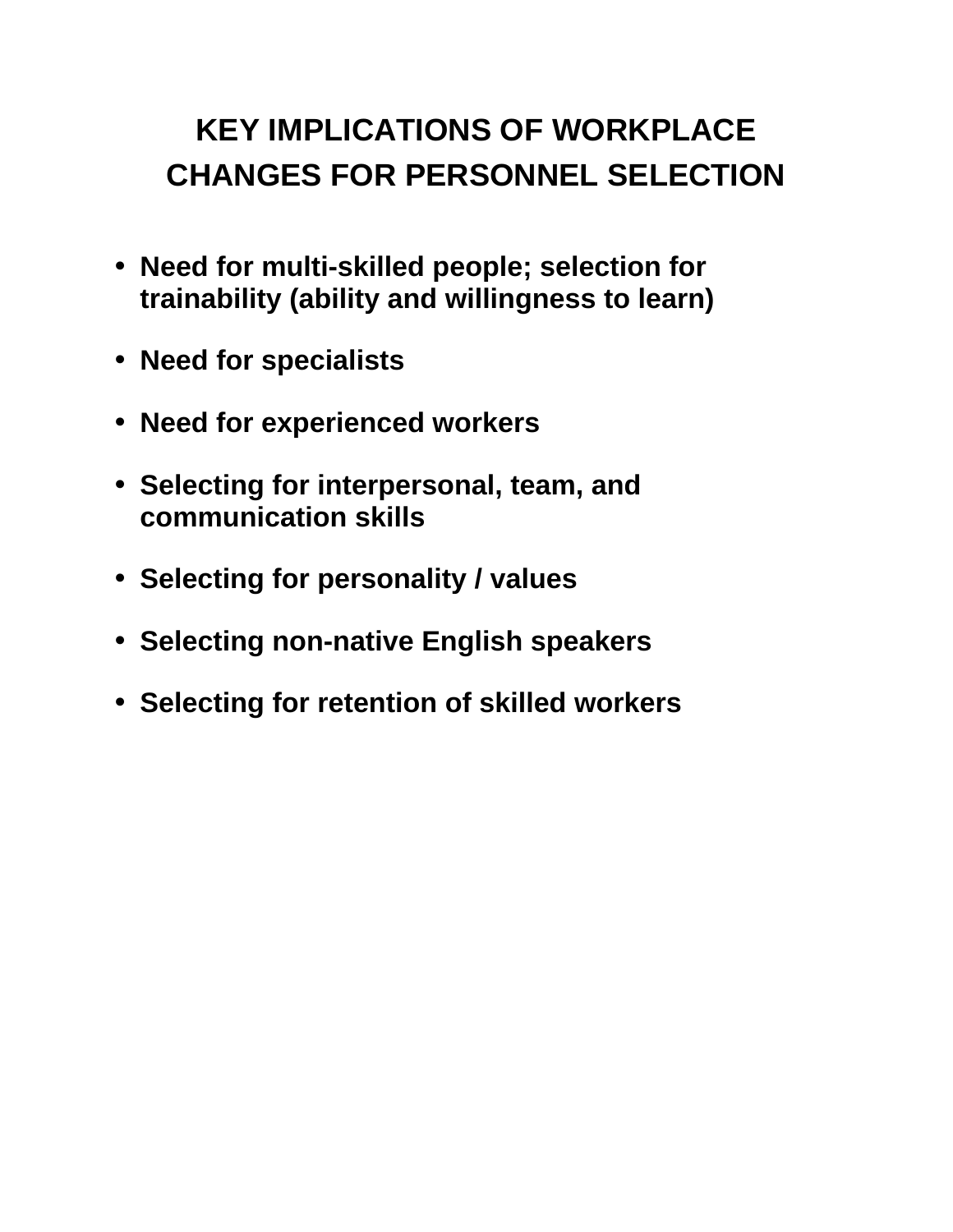# KEY IMPLICATIONS OF WORKPLACE CHANGES FOR PERSONNEL SELECTION

- **Need for multi-skilled people; selection for trainability (ability and willingness to learn)**
- **Need for specialists**
- **Need for experienced workers**
- **Selecting for interpersonal, team, and communication skills**
- **Selecting for personality / values**
- **Selecting non-native English speakers**
- **Selecting for retention of skilled workers**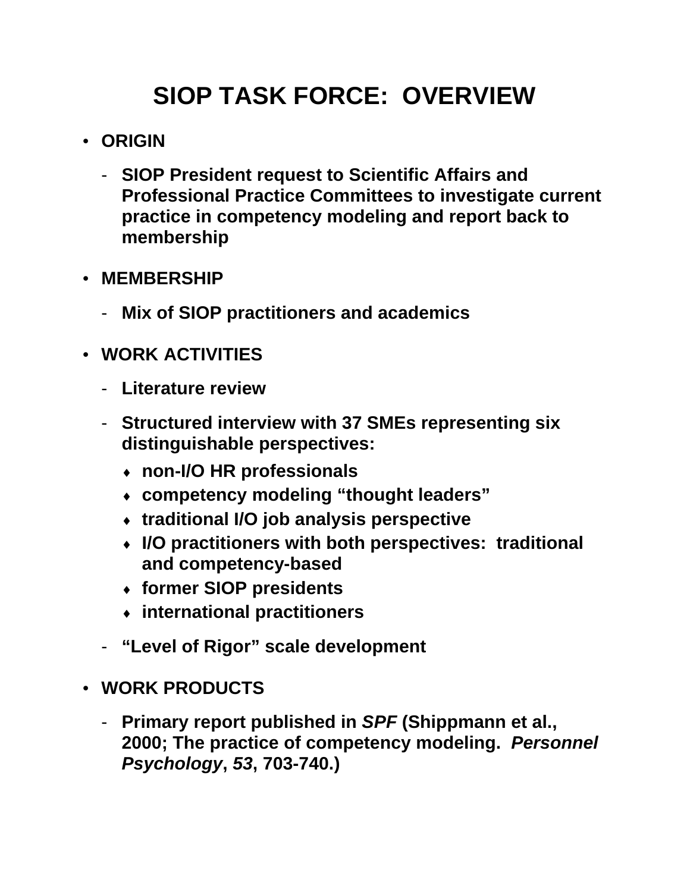# SIOP TASK FORCE: OVERVIEW

- **ORIGIN**
  - **SIOP President request to Scientific Affairs and Professional Practice Committees to investigate current practice in competency modeling and report back to membership**
- **MEMBERSHIP**
  - **Mix of SIOP practitioners and academics**
- **WORK ACTIVITIES**
  - **Literature review**
  - **Structured interview with 37 SMEs representing six distinguishable perspectives:**
    - ♦ **non-I/O HR professionals**
    - ♦ **competency modeling "thought leaders"**
    - ♦ **traditional I/O job analysis perspective**
    - ♦ **I/O practitioners with both perspectives: traditional and competency-based**
    - ♦ **former SIOP presidents**
    - ♦ **international practitioners**
  - **"Level of Rigor" scale development**
- **WORK PRODUCTS**
  - **Primary report published in *SPF* (Shippmann et al., 2000; The practice of competency modeling. *Personnel Psychology*, *53*, 703-740.)**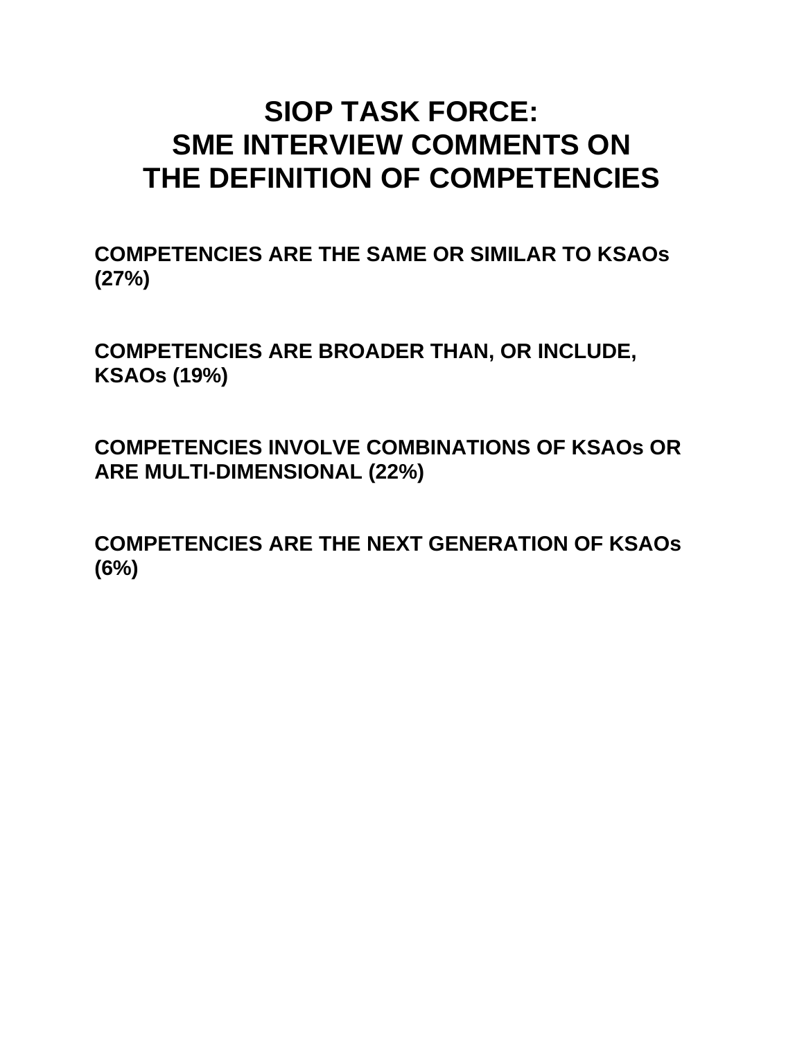# SIOP TASK FORCE: SME INTERVIEW COMMENTS ON THE DEFINITION OF COMPETENCIES

**COMPETENCIES ARE THE SAME OR SIMILAR TO KSAOs (27%)**

**COMPETENCIES ARE BROADER THAN, OR INCLUDE, KSAOs (19%)**

**COMPETENCIES INVOLVE COMBINATIONS OF KSAOs OR ARE MULTI-DIMENSIONAL (22%)**

**COMPETENCIES ARE THE NEXT GENERATION OF KSAOs (6%)**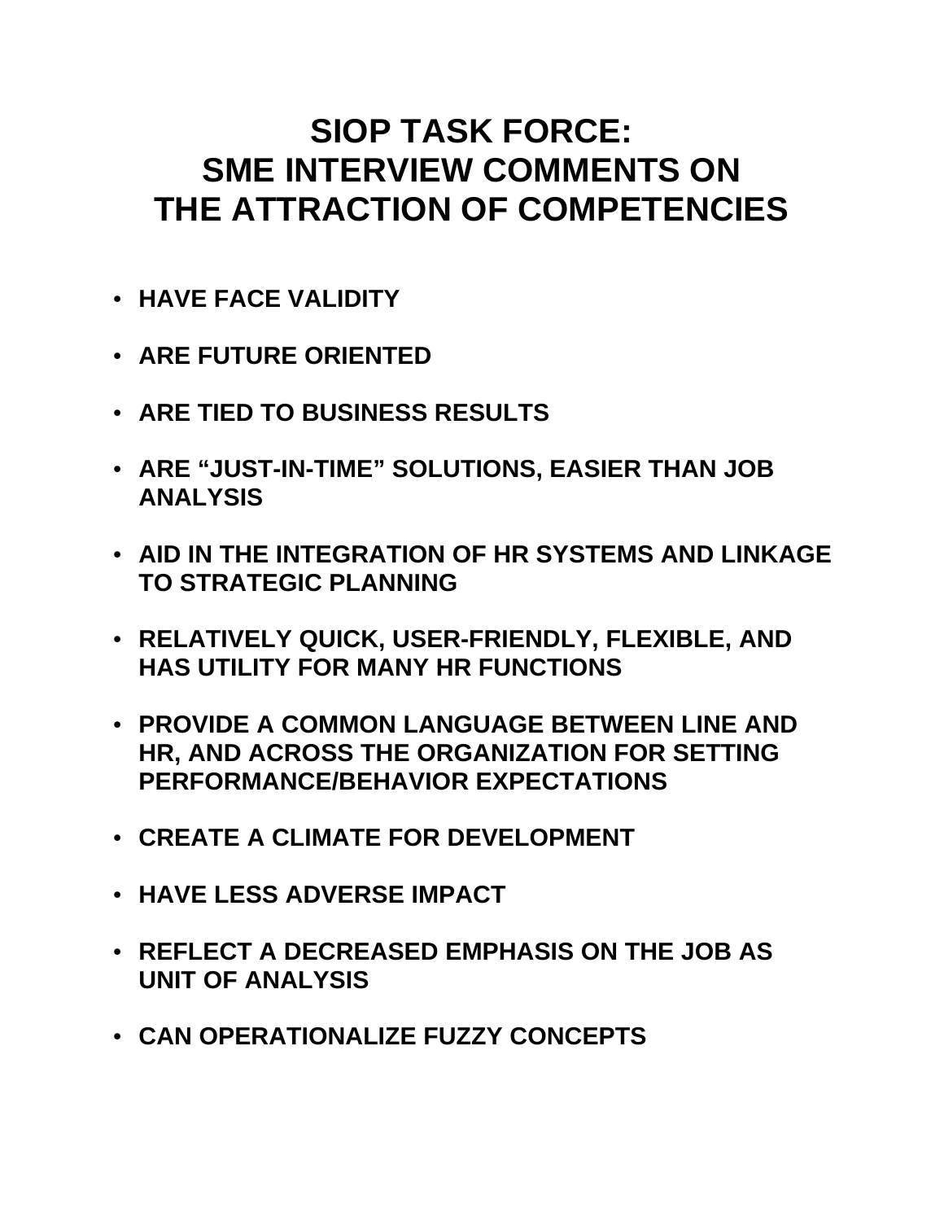# SIOP TASK FORCE: SME INTERVIEW COMMENTS ON THE ATTRACTION OF COMPETENCIES

- **HAVE FACE VALIDITY**
- **ARE FUTURE ORIENTED**
- **ARE TIED TO BUSINESS RESULTS**
- **ARE "JUST-IN-TIME" SOLUTIONS, EASIER THAN JOB ANALYSIS**
- **AID IN THE INTEGRATION OF HR SYSTEMS AND LINKAGE TO STRATEGIC PLANNING**
- **RELATIVELY QUICK, USER-FRIENDLY, FLEXIBLE, AND HAS UTILITY FOR MANY HR FUNCTIONS**
- **PROVIDE A COMMON LANGUAGE BETWEEN LINE AND HR, AND ACROSS THE ORGANIZATION FOR SETTING PERFORMANCE/BEHAVIOR EXPECTATIONS**
- **CREATE A CLIMATE FOR DEVELOPMENT**
- **HAVE LESS ADVERSE IMPACT**
- **REFLECT A DECREASED EMPHASIS ON THE JOB AS UNIT OF ANALYSIS**
- **CAN OPERATIONALIZE FUZZY CONCEPTS**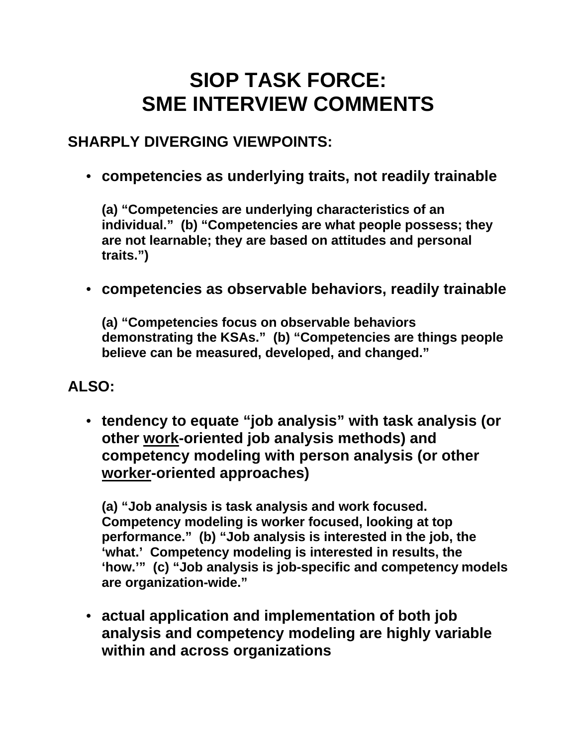# SIOP TASK FORCE:
# SME INTERVIEW COMMENTS

## SHARPLY DIVERGING VIEWPOINTS:

- **competencies as underlying traits, not readily trainable**

  **(a) "Competencies are underlying characteristics of an individual." (b) "Competencies are what people possess; they are not learnable; they are based on attitudes and personal traits.")**

- **competencies as observable behaviors, readily trainable**

  **(a) "Competencies focus on observable behaviors demonstrating the KSAs." (b) "Competencies are things people believe can be measured, developed, and changed."**

## ALSO:

- **tendency to equate "job analysis" with task analysis (or other <u>work</u>-oriented job analysis methods) and competency modeling with person analysis (or other <u>worker</u>-oriented approaches)**

  **(a) "Job analysis is task analysis and work focused. Competency modeling is worker focused, looking at top performance." (b) "Job analysis is interested in the job, the 'what.' Competency modeling is interested in results, the 'how.'" (c) "Job analysis is job-specific and competency models are organization-wide."**

- **actual application and implementation of both job analysis and competency modeling are highly variable within and across organizations**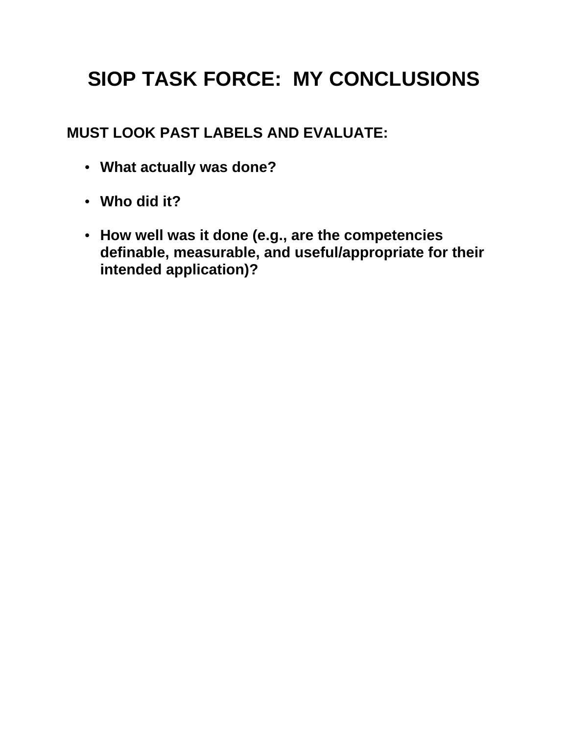# SIOP TASK FORCE: MY CONCLUSIONS

**MUST LOOK PAST LABELS AND EVALUATE:**

- **What actually was done?**
- **Who did it?**
- **How well was it done (e.g., are the competencies definable, measurable, and useful/appropriate for their intended application)?**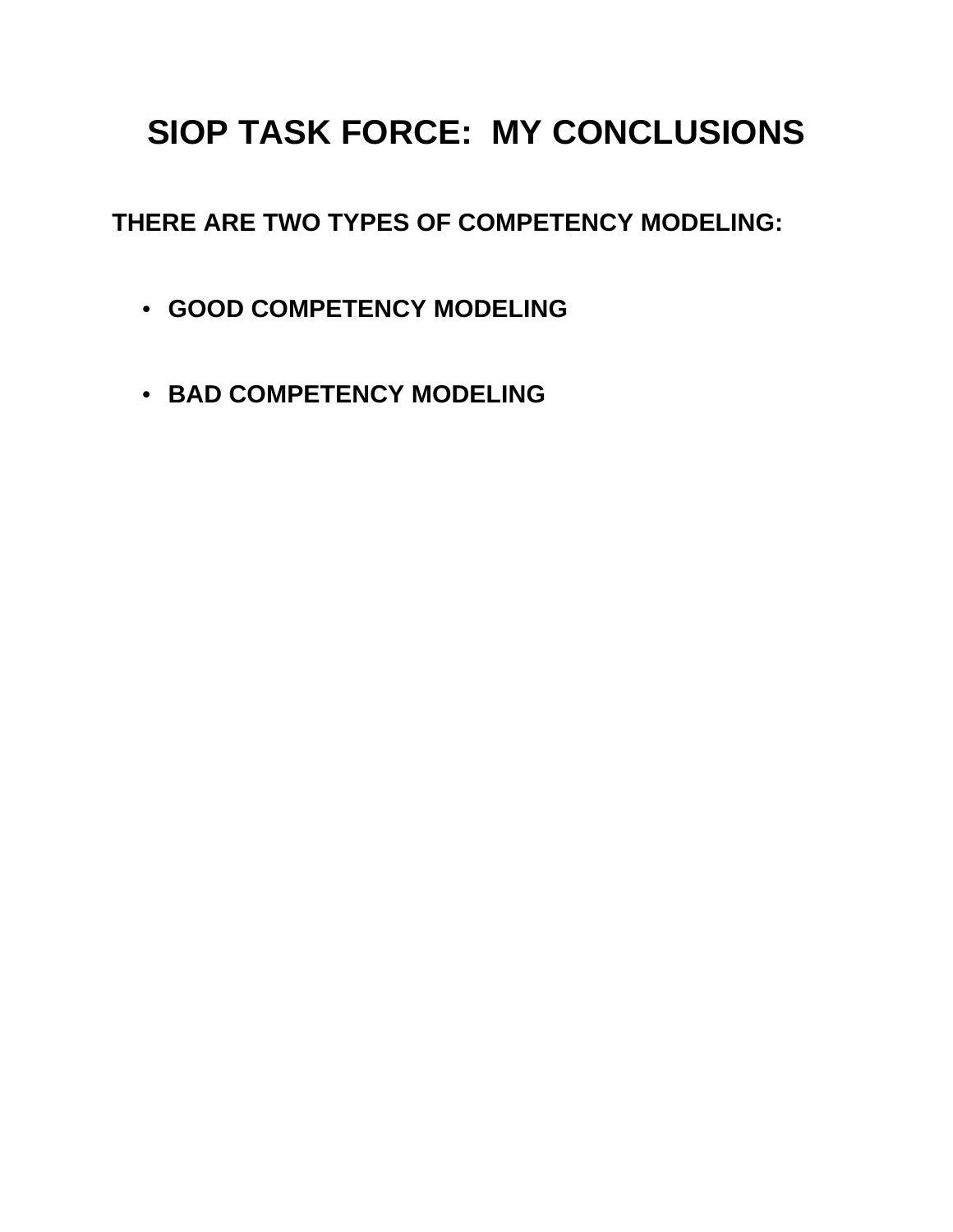# SIOP TASK FORCE:  MY CONCLUSIONS

**THERE ARE TWO TYPES OF COMPETENCY MODELING:**

- **GOOD COMPETENCY MODELING**
- **BAD COMPETENCY MODELING**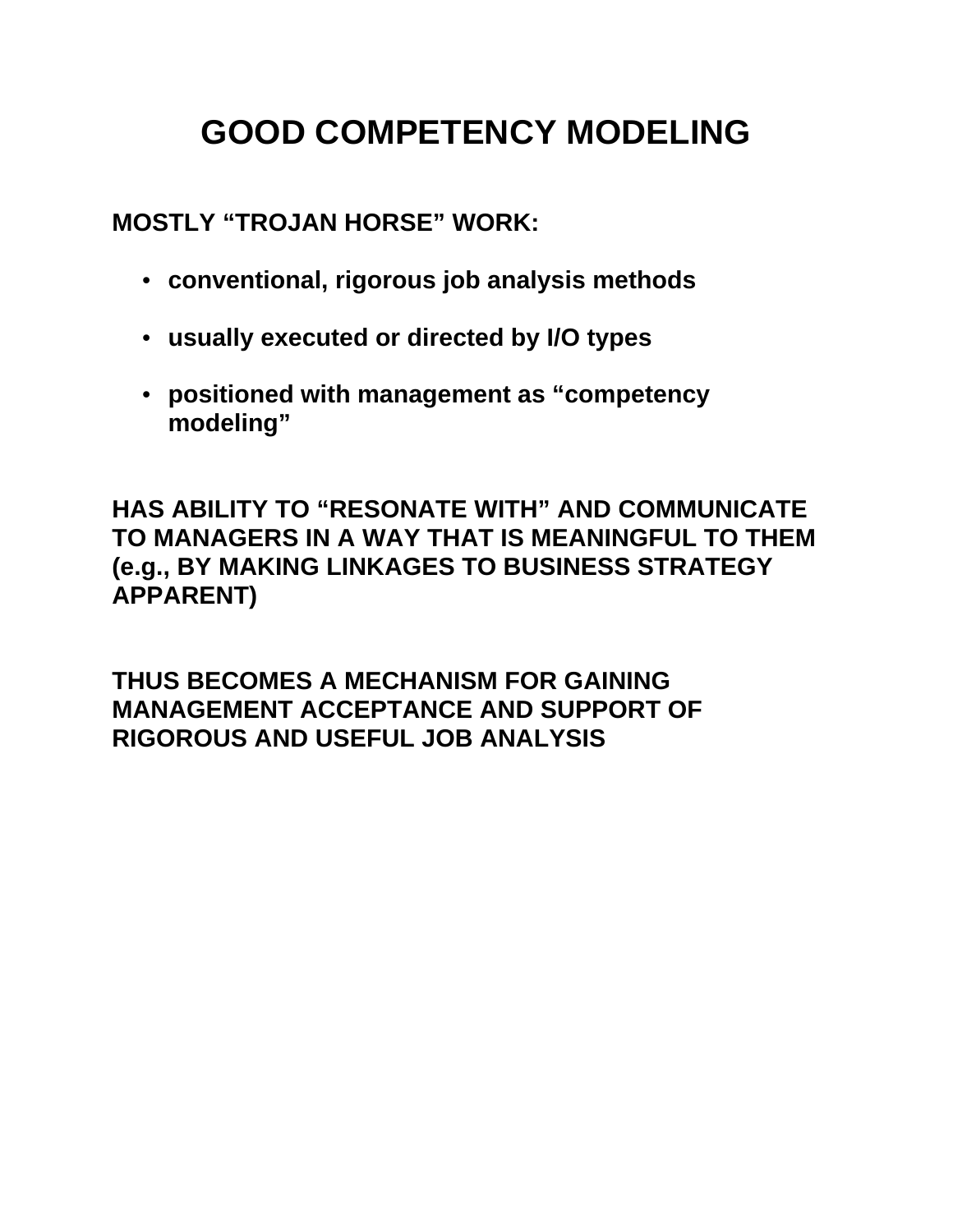# GOOD COMPETENCY MODELING

**MOSTLY "TROJAN HORSE" WORK:**

- **conventional, rigorous job analysis methods**
- **usually executed or directed by I/O types**
- **positioned with management as "competency modeling"**

**HAS ABILITY TO "RESONATE WITH" AND COMMUNICATE TO MANAGERS IN A WAY THAT IS MEANINGFUL TO THEM (e.g., BY MAKING LINKAGES TO BUSINESS STRATEGY APPARENT)**

**THUS BECOMES A MECHANISM FOR GAINING MANAGEMENT ACCEPTANCE AND SUPPORT OF RIGOROUS AND USEFUL JOB ANALYSIS**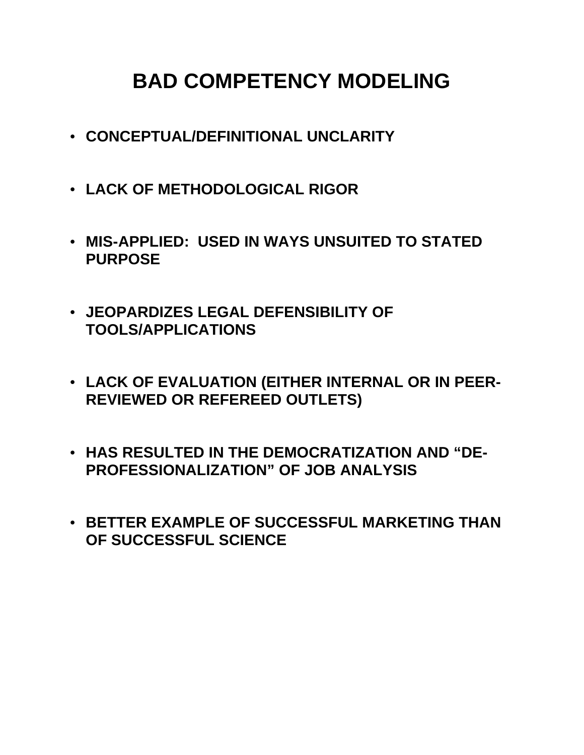# BAD COMPETENCY MODELING

- **CONCEPTUAL/DEFINITIONAL UNCLARITY**
- **LACK OF METHODOLOGICAL RIGOR**
- **MIS-APPLIED: USED IN WAYS UNSUITED TO STATED PURPOSE**
- **JEOPARDIZES LEGAL DEFENSIBILITY OF TOOLS/APPLICATIONS**
- **LACK OF EVALUATION (EITHER INTERNAL OR IN PEER-REVIEWED OR REFEREED OUTLETS)**
- **HAS RESULTED IN THE DEMOCRATIZATION AND "DE-PROFESSIONALIZATION" OF JOB ANALYSIS**
- **BETTER EXAMPLE OF SUCCESSFUL MARKETING THAN OF SUCCESSFUL SCIENCE**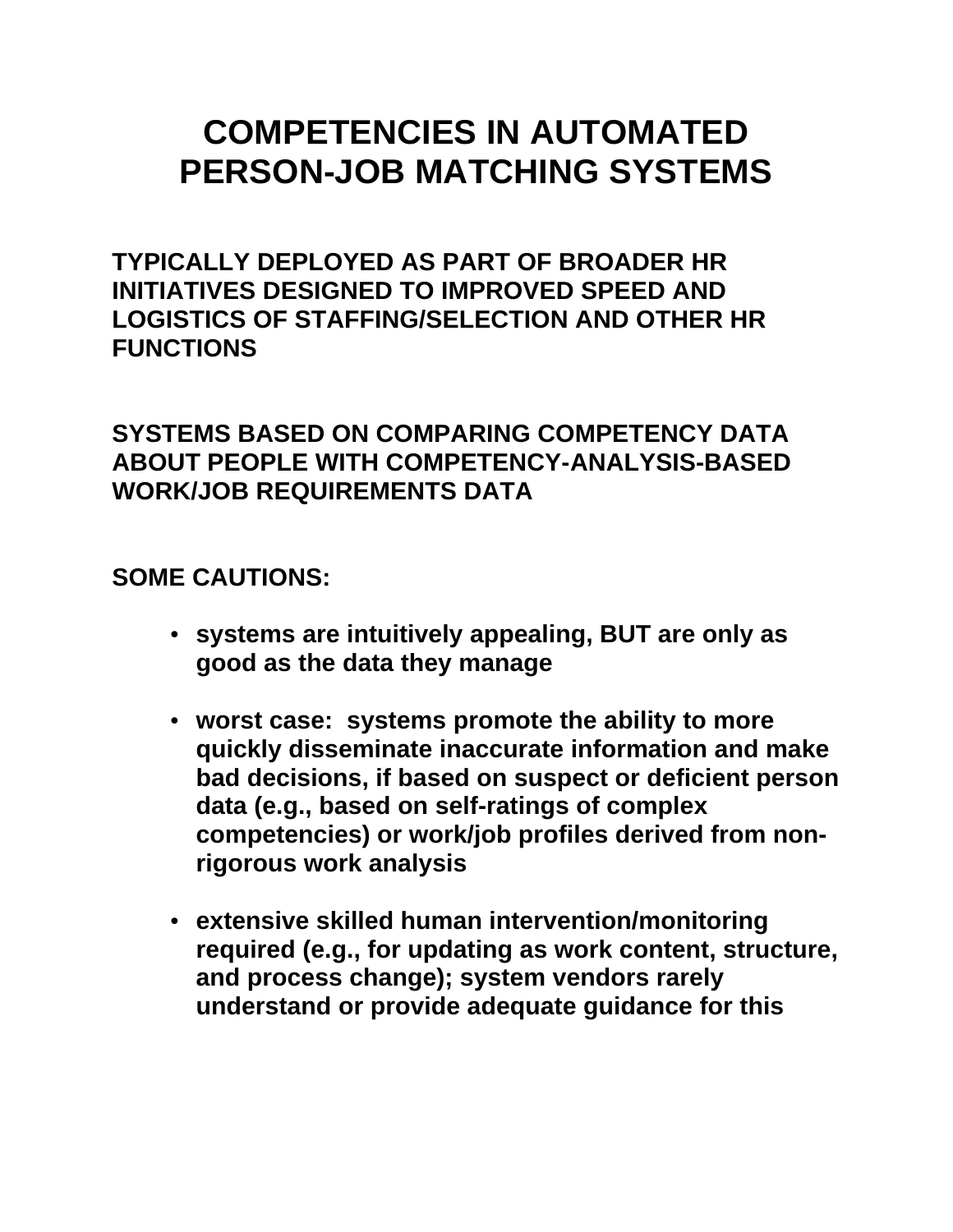# COMPETENCIES IN AUTOMATED PERSON-JOB MATCHING SYSTEMS

**TYPICALLY DEPLOYED AS PART OF BROADER HR INITIATIVES DESIGNED TO IMPROVED SPEED AND LOGISTICS OF STAFFING/SELECTION AND OTHER HR FUNCTIONS**

**SYSTEMS BASED ON COMPARING COMPETENCY DATA ABOUT PEOPLE WITH COMPETENCY-ANALYSIS-BASED WORK/JOB REQUIREMENTS DATA**

**SOME CAUTIONS:**

- **systems are intuitively appealing, BUT are only as good as the data they manage**
- **worst case: systems promote the ability to more quickly disseminate inaccurate information and make bad decisions, if based on suspect or deficient person data (e.g., based on self-ratings of complex competencies) or work/job profiles derived from non-rigorous work analysis**
- **extensive skilled human intervention/monitoring required (e.g., for updating as work content, structure, and process change); system vendors rarely understand or provide adequate guidance for this**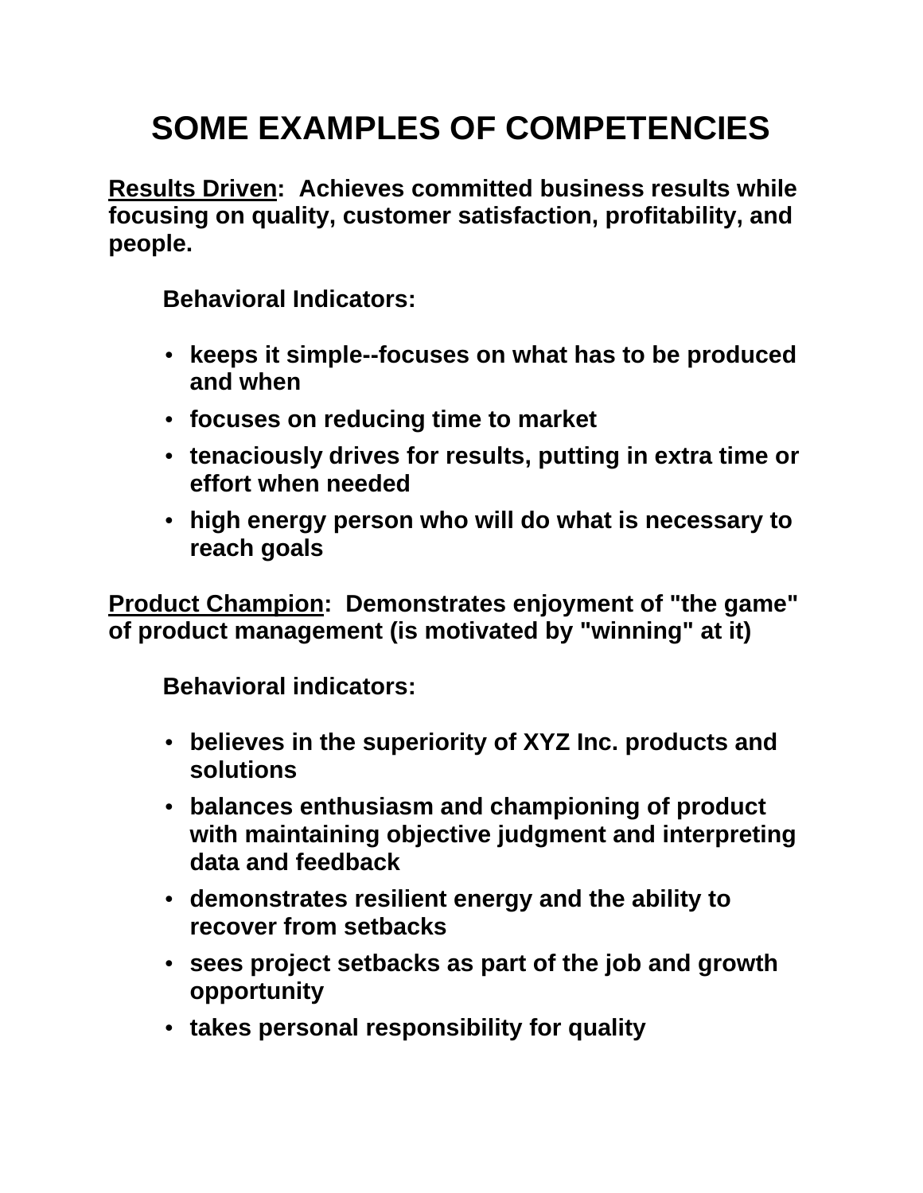# SOME EXAMPLES OF COMPETENCIES

**Results Driven: Achieves committed business results while focusing on quality, customer satisfaction, profitability, and people.**

**Behavioral Indicators:**

- **keeps it simple--focuses on what has to be produced and when**
- **focuses on reducing time to market**
- **tenaciously drives for results, putting in extra time or effort when needed**
- **high energy person who will do what is necessary to reach goals**

**Product Champion: Demonstrates enjoyment of "the game" of product management (is motivated by "winning" at it)**

**Behavioral indicators:**

- **believes in the superiority of XYZ Inc. products and solutions**
- **balances enthusiasm and championing of product with maintaining objective judgment and interpreting data and feedback**
- **demonstrates resilient energy and the ability to recover from setbacks**
- **sees project setbacks as part of the job and growth opportunity**
- **takes personal responsibility for quality**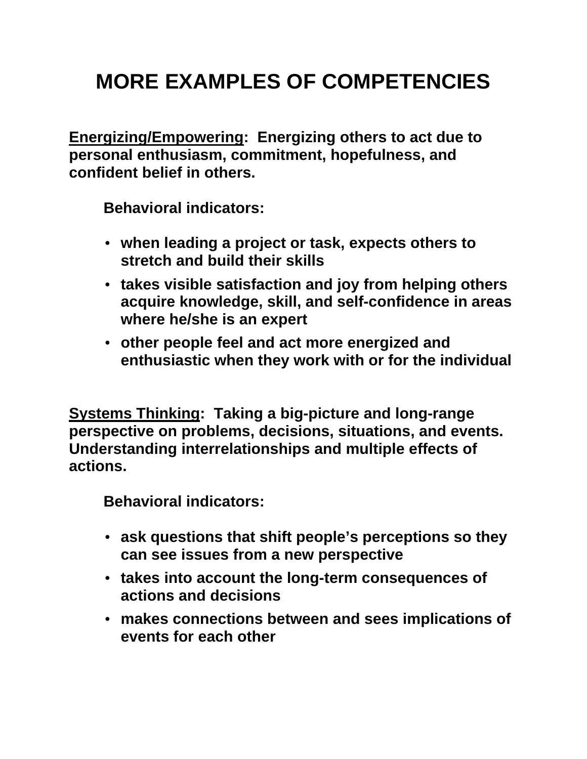# MORE EXAMPLES OF COMPETENCIES

**<u>Energizing/Empowering</u>: Energizing others to act due to personal enthusiasm, commitment, hopefulness, and confident belief in others.**

**Behavioral indicators:**

- **when leading a project or task, expects others to stretch and build their skills**
- **takes visible satisfaction and joy from helping others acquire knowledge, skill, and self-confidence in areas where he/she is an expert**
- **other people feel and act more energized and enthusiastic when they work with or for the individual**

**<u>Systems Thinking</u>: Taking a big-picture and long-range perspective on problems, decisions, situations, and events. Understanding interrelationships and multiple effects of actions.**

**Behavioral indicators:**

- **ask questions that shift people's perceptions so they can see issues from a new perspective**
- **takes into account the long-term consequences of actions and decisions**
- **makes connections between and sees implications of events for each other**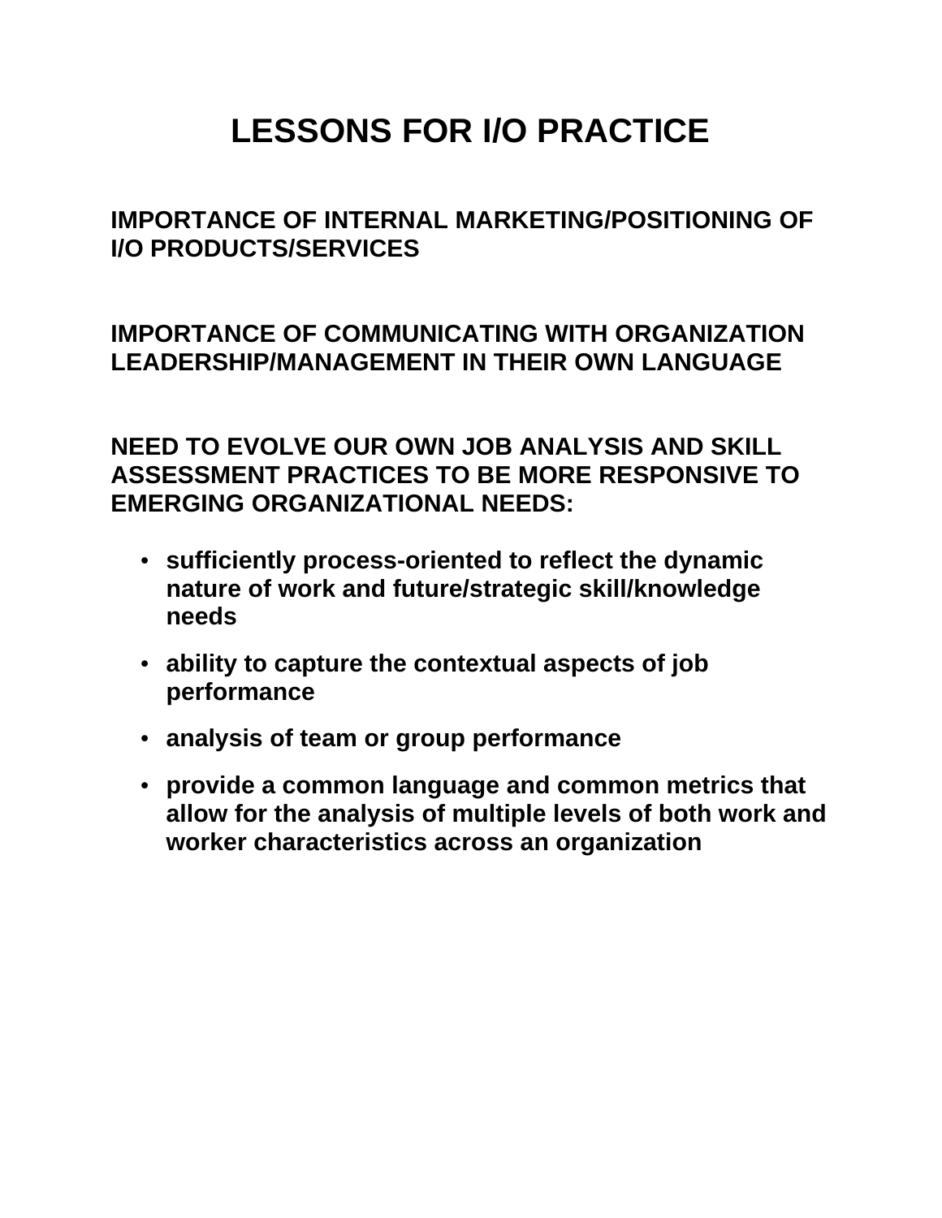# LESSONS FOR I/O PRACTICE

**IMPORTANCE OF INTERNAL MARKETING/POSITIONING OF I/O PRODUCTS/SERVICES**

**IMPORTANCE OF COMMUNICATING WITH ORGANIZATION LEADERSHIP/MANAGEMENT IN THEIR OWN LANGUAGE**

**NEED TO EVOLVE OUR OWN JOB ANALYSIS AND SKILL ASSESSMENT PRACTICES TO BE MORE RESPONSIVE TO EMERGING ORGANIZATIONAL NEEDS:**

- **sufficiently process-oriented to reflect the dynamic nature of work and future/strategic skill/knowledge needs**
- **ability to capture the contextual aspects of job performance**
- **analysis of team or group performance**
- **provide a common language and common metrics that allow for the analysis of multiple levels of both work and worker characteristics across an organization**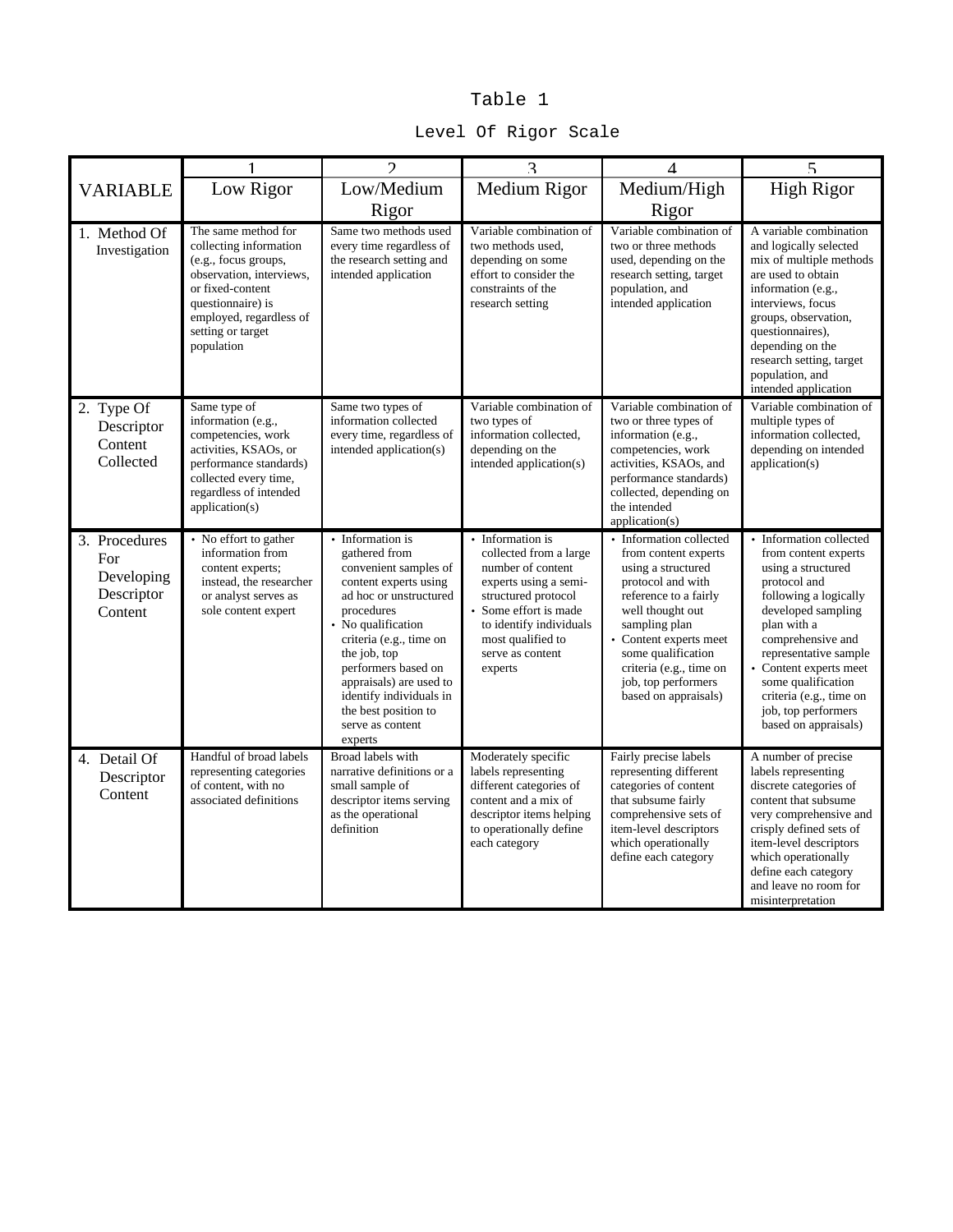Table 1

Level Of Rigor Scale

| VARIABLE | 1<br>Low Rigor | 2<br>Low/Medium Rigor | 3<br>Medium Rigor | 4<br>Medium/High Rigor | 5<br>High Rigor |
|---|---|---|---|---|---|
| 1. Method Of Investigation | The same method for collecting information (e.g., focus groups, observation, interviews, or fixed-content questionnaire) is employed, regardless of setting or target population | Same two methods used every time regardless of the research setting and intended application | Variable combination of two methods used, depending on some effort to consider the constraints of the research setting | Variable combination of two or three methods used, depending on the research setting, target population, and intended application | A variable combination and logically selected mix of multiple methods are used to obtain information (e.g., interviews, focus groups, observation, questionnaires), depending on the research setting, target population, and intended application |
| 2. Type Of Descriptor Content Collected | Same type of information (e.g., competencies, work activities, KSAOs, or performance standards) collected every time, regardless of intended application(s) | Same two types of information collected every time, regardless of intended application(s) | Variable combination of two types of information collected, depending on the intended application(s) | Variable combination of two or three types of information (e.g., competencies, work activities, KSAOs, and performance standards) collected, depending on the intended application(s) | Variable combination of multiple types of information collected, depending on intended application(s) |
| 3. Procedures For Developing Descriptor Content | • No effort to gather information from content experts; instead, the researcher or analyst serves as sole content expert | • Information is gathered from convenient samples of content experts using ad hoc or unstructured procedures<br>• No qualification criteria (e.g., time on the job, top performers based on appraisals) are used to identify individuals in the best position to serve as content experts | • Information is collected from a large number of content experts using a semi-structured protocol<br>• Some effort is made to identify individuals most qualified to serve as content experts | • Information collected from content experts using a structured protocol and with reference to a fairly well thought out sampling plan<br>• Content experts meet some qualification criteria (e.g., time on job, top performers based on appraisals) | • Information collected from content experts using a structured protocol and following a logically developed sampling plan with a comprehensive and representative sample<br>• Content experts meet some qualification criteria (e.g., time on job, top performers based on appraisals) |
| 4. Detail Of Descriptor Content | Handful of broad labels representing categories of content, with no associated definitions | Broad labels with narrative definitions or a small sample of descriptor items serving as the operational definition | Moderately specific labels representing different categories of content and a mix of descriptor items helping to operationally define each category | Fairly precise labels representing different categories of content that subsume fairly comprehensive sets of item-level descriptors which operationally define each category | A number of precise labels representing discrete categories of content that subsume very comprehensive and crisply defined sets of item-level descriptors which operationally define each category and leave no room for misinterpretation |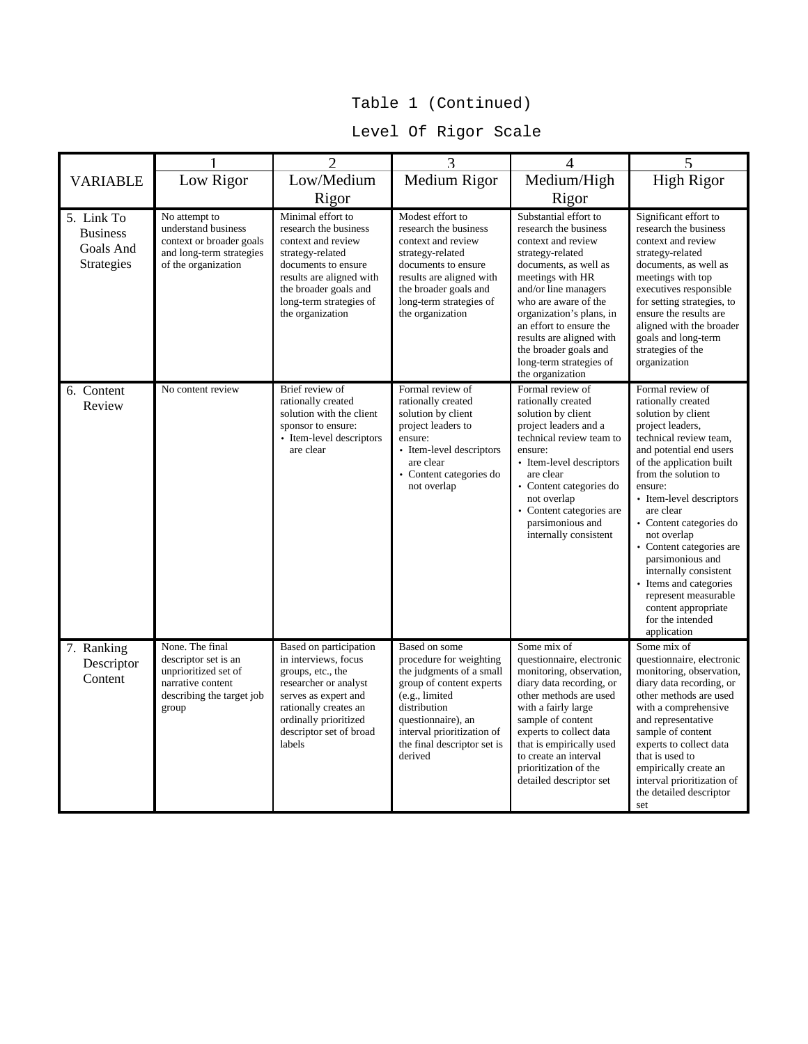Table 1 (Continued)

Level Of Rigor Scale

| VARIABLE | 1<br>Low Rigor | 2<br>Low/Medium Rigor | 3<br>Medium Rigor | 4<br>Medium/High Rigor | 5<br>High Rigor |
|---|---|---|---|---|---|
| 5. Link To Business Goals And Strategies | No attempt to understand business context or broader goals and long-term strategies of the organization | Minimal effort to research the business context and review strategy-related documents to ensure results are aligned with the broader goals and long-term strategies of the organization | Modest effort to research the business context and review strategy-related documents to ensure results are aligned with the broader goals and long-term strategies of the organization | Substantial effort to research the business context and review strategy-related documents, as well as meetings with HR and/or line managers who are aware of the organization's plans, in an effort to ensure the results are aligned with the broader goals and long-term strategies of the organization | Significant effort to research the business context and review strategy-related documents, as well as meetings with top executives responsible for setting strategies, to ensure the results are aligned with the broader goals and long-term strategies of the organization |
| 6. Content Review | No content review | Brief review of rationally created solution with the client sponsor to ensure:<br>• Item-level descriptors are clear | Formal review of rationally created solution by client project leaders to ensure:<br>• Item-level descriptors are clear<br>• Content categories do not overlap | Formal review of rationally created solution by client project leaders and a technical review team to ensure:<br>• Item-level descriptors are clear<br>• Content categories do not overlap<br>• Content categories are parsimonious and internally consistent | Formal review of rationally created solution by client project leaders, technical review team, and potential end users of the application built from the solution to ensure:<br>• Item-level descriptors are clear<br>• Content categories do not overlap<br>• Content categories are parsimonious and internally consistent<br>• Items and categories represent measurable content appropriate for the intended application |
| 7. Ranking Descriptor Content | None. The final descriptor set is an unprioritized set of narrative content describing the target job group | Based on participation in interviews, focus groups, etc., the researcher or analyst serves as expert and rationally creates an ordinally prioritized descriptor set of broad labels | Based on some procedure for weighting the judgments of a small group of content experts (e.g., limited distribution questionnaire), an interval prioritization of the final descriptor set is derived | Some mix of questionnaire, electronic monitoring, observation, diary data recording, or other methods are used with a fairly large sample of content experts to collect data that is empirically used to create an interval prioritization of the detailed descriptor set | Some mix of questionnaire, electronic monitoring, observation, diary data recording, or other methods are used with a comprehensive and representative sample of content experts to collect data that is used to empirically create an interval prioritization of the detailed descriptor set |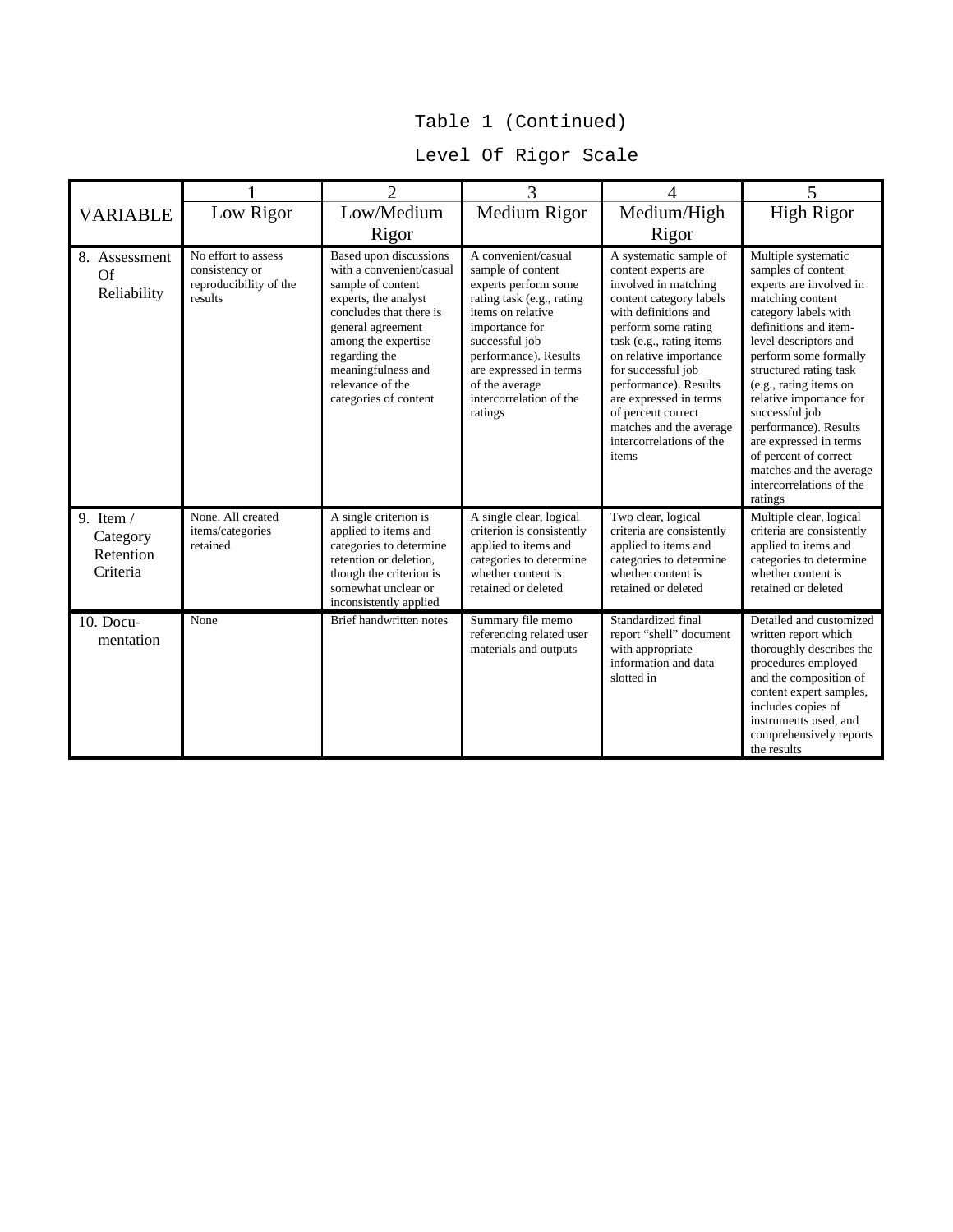Table 1 (Continued)

Level Of Rigor Scale

| VARIABLE | 1<br>Low Rigor | 2<br>Low/Medium Rigor | 3<br>Medium Rigor | 4<br>Medium/High Rigor | 5<br>High Rigor |
|---|---|---|---|---|---|
| 8. Assessment Of Reliability | No effort to assess consistency or reproducibility of the results | Based upon discussions with a convenient/casual sample of content experts, the analyst concludes that there is general agreement among the expertise regarding the meaningfulness and relevance of the categories of content | A convenient/casual sample of content experts perform some rating task (e.g., rating items on relative importance for successful job performance). Results are expressed in terms of the average intercorrelation of the ratings | A systematic sample of content experts are involved in matching content category labels with definitions and perform some rating task (e.g., rating items on relative importance for successful job performance). Results are expressed in terms of percent correct matches and the average intercorrelations of the items | Multiple systematic samples of content experts are involved in matching content category labels with definitions and item-level descriptors and perform some formally structured rating task (e.g., rating items on relative importance for successful job performance). Results are expressed in terms of percent of correct matches and the average intercorrelations of the ratings |
| 9. Item / Category Retention Criteria | None. All created items/categories retained | A single criterion is applied to items and categories to determine retention or deletion, though the criterion is somewhat unclear or inconsistently applied | A single clear, logical criterion is consistently applied to items and categories to determine whether content is retained or deleted | Two clear, logical criteria are consistently applied to items and categories to determine whether content is retained or deleted | Multiple clear, logical criteria are consistently applied to items and categories to determine whether content is retained or deleted |
| 10. Documentation | None | Brief handwritten notes | Summary file memo referencing related user materials and outputs | Standardized final report "shell" document with appropriate information and data slotted in | Detailed and customized written report which thoroughly describes the procedures employed and the composition of content expert samples, includes copies of instruments used, and comprehensively reports the results |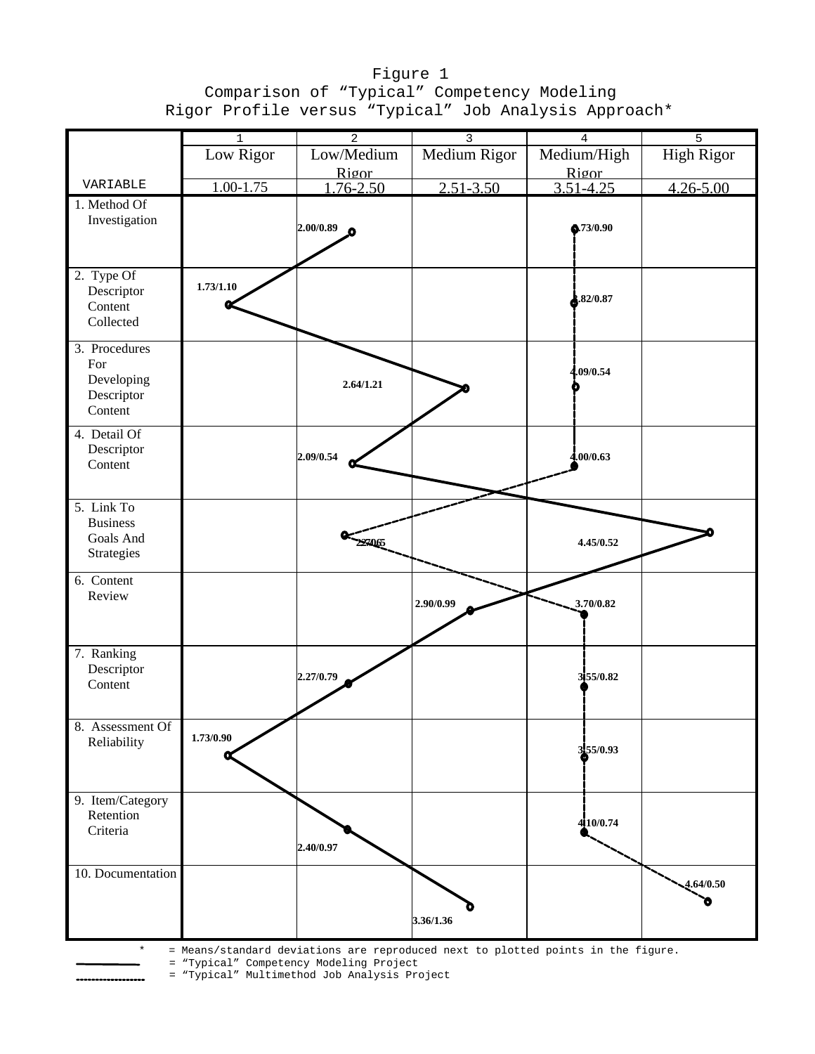Figure 1
Comparison of "Typical" Competency Modeling
Rigor Profile versus "Typical" Job Analysis Approach*

| VARIABLE | 1<br>Low Rigor<br>1.00-1.75 | 2<br>Low/Medium Rigor<br>1.76-2.50 | 3<br>Medium Rigor<br>2.51-3.50 | 4<br>Medium/High Rigor<br>3.51-4.25 | 5<br>High Rigor<br>4.26-5.00 |
|---|---|---|---|---|---|
| 1. Method Of Investigation | | 2.00/0.89 | | 3.73/0.90 | |
| 2. Type Of Descriptor Content Collected | 1.73/1.10 | | | 3.82/0.87 | |
| 3. Procedures For Developing Descriptor Content | | | 2.64/1.21 | 4.09/0.54 | |
| 4. Detail Of Descriptor Content | | 2.09/0.54 | | 4.00/0.63 | |
| 5. Link To Business Goals And Strategies | | 2.27/0.65 | | | 4.45/0.52 |
| 6. Content Review | | | 2.90/0.99 | 3.70/0.82 | |
| 7. Ranking Descriptor Content | | 2.27/0.79 | | 3.55/0.82 | |
| 8. Assessment Of Reliability | 1.73/0.90 | | | 3.55/0.93 | |
| 9. Item/Category Retention Criteria | | 2.40/0.97 | | 4.10/0.74 | |
| 10. Documentation | | | 3.36/1.36 | | 4.64/0.50 |

\* = Means/standard deviations are reproduced next to plotted points in the figure.

——— (solid line) = "Typical" Competency Modeling Project

- - - - (dashed line) = "Typical" Multimethod Job Analysis Project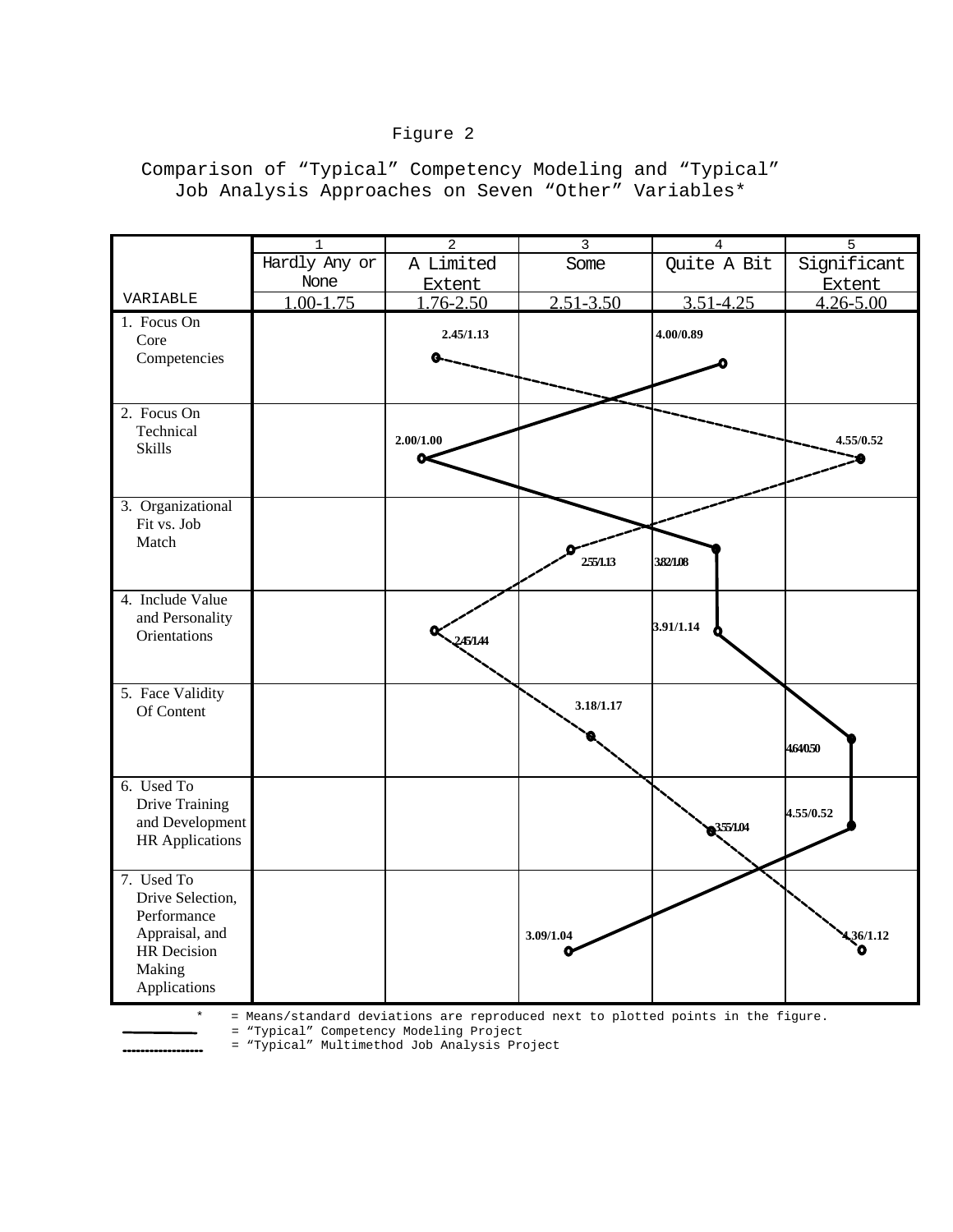Figure 2

Comparison of "Typical" Competency Modeling and "Typical" Job Analysis Approaches on Seven "Other" Variables*

VARIABLE

1 Hardly Any or None 1.00-1.75

2 A Limited Extent 1.76-2.50

3 Some 2.51-3.50

4 Quite A Bit 3.51-4.25

5 Significant Extent 4.26-5.00

1. Focus On Core Competencies

2.45/1.13

4.00/0.89

2. Focus On Technical Skills

2.00/1.00

4.55/0.52

3. Organizational Fit vs. Job Match

2.55/1.13

3.82/1.08

4. Include Value and Personality Orientations

2.45/1.44

3.91/1.14

5. Face Validity Of Content

3.18/1.17

4.64/0.50

6. Used To Drive Training and Development HR Applications

4.55/0.52

3.55/1.04

7. Used To Drive Selection, Performance Appraisal, and HR Decision Making Applications

3.09/1.04

4.36/1.12

\* = Means/standard deviations are reproduced next to plotted points in the figure.

——— = "Typical" Competency Modeling Project

- - - - = "Typical" Multimethod Job Analysis Project